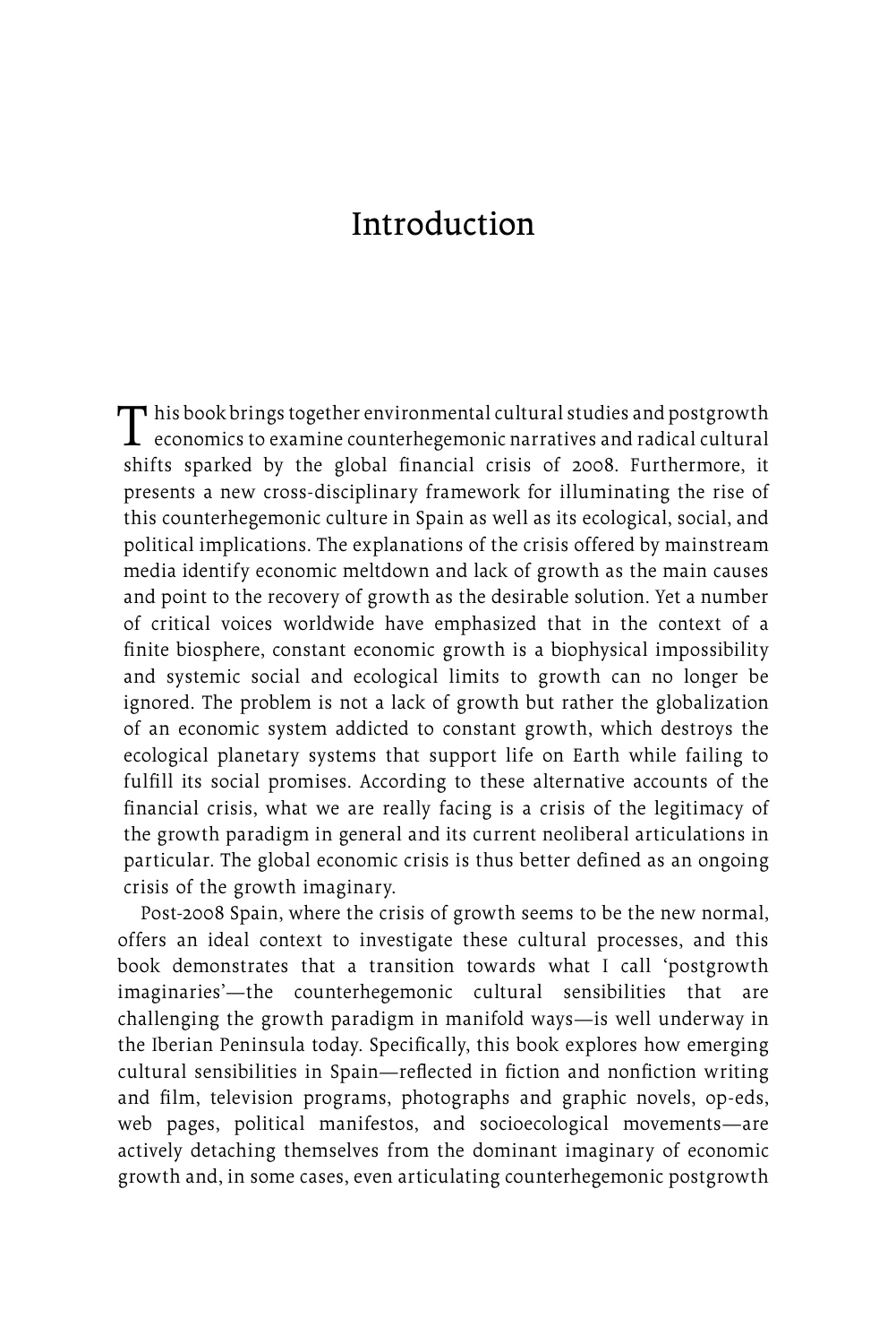# Introduction

This book brings together environmental cultural studies and postgrowth economics to examine counterhegemonic narratives and radical cultural shifts sparked by the global financial crisis of 2008. Furthermore, it presents a new cross-disciplinary framework for illuminating the rise of this counterhegemonic culture in Spain as well as its ecological, social, and political implications. The explanations of the crisis offered by mainstream media identify economic meltdown and lack of growth as the main causes and point to the recovery of growth as the desirable solution. Yet a number of critical voices worldwide have emphasized that in the context of a finite biosphere, constant economic growth is a biophysical impossibility and systemic social and ecological limits to growth can no longer be ignored. The problem is not a lack of growth but rather the globalization of an economic system addicted to constant growth, which destroys the ecological planetary systems that support life on Earth while failing to fulfill its social promises. According to these alternative accounts of the financial crisis, what we are really facing is a crisis of the legitimacy of the growth paradigm in general and its current neoliberal articulations in particular. The global economic crisis is thus better defined as an ongoing crisis of the growth imaginary.

Post-2008 Spain, where the crisis of growth seems to be the new normal, offers an ideal context to investigate these cultural processes, and this book demonstrates that a transition towards what I call 'postgrowth imaginaries'—the counterhegemonic cultural sensibilities that are challenging the growth paradigm in manifold ways—is well underway in the Iberian Peninsula today. Specifically, this book explores how emerging cultural sensibilities in Spain—reflected in fiction and nonfiction writing and film, television programs, photographs and graphic novels, op-eds, web pages, political manifestos, and socioecological movements—are actively detaching themselves from the dominant imaginary of economic growth and, in some cases, even articulating counterhegemonic postgrowth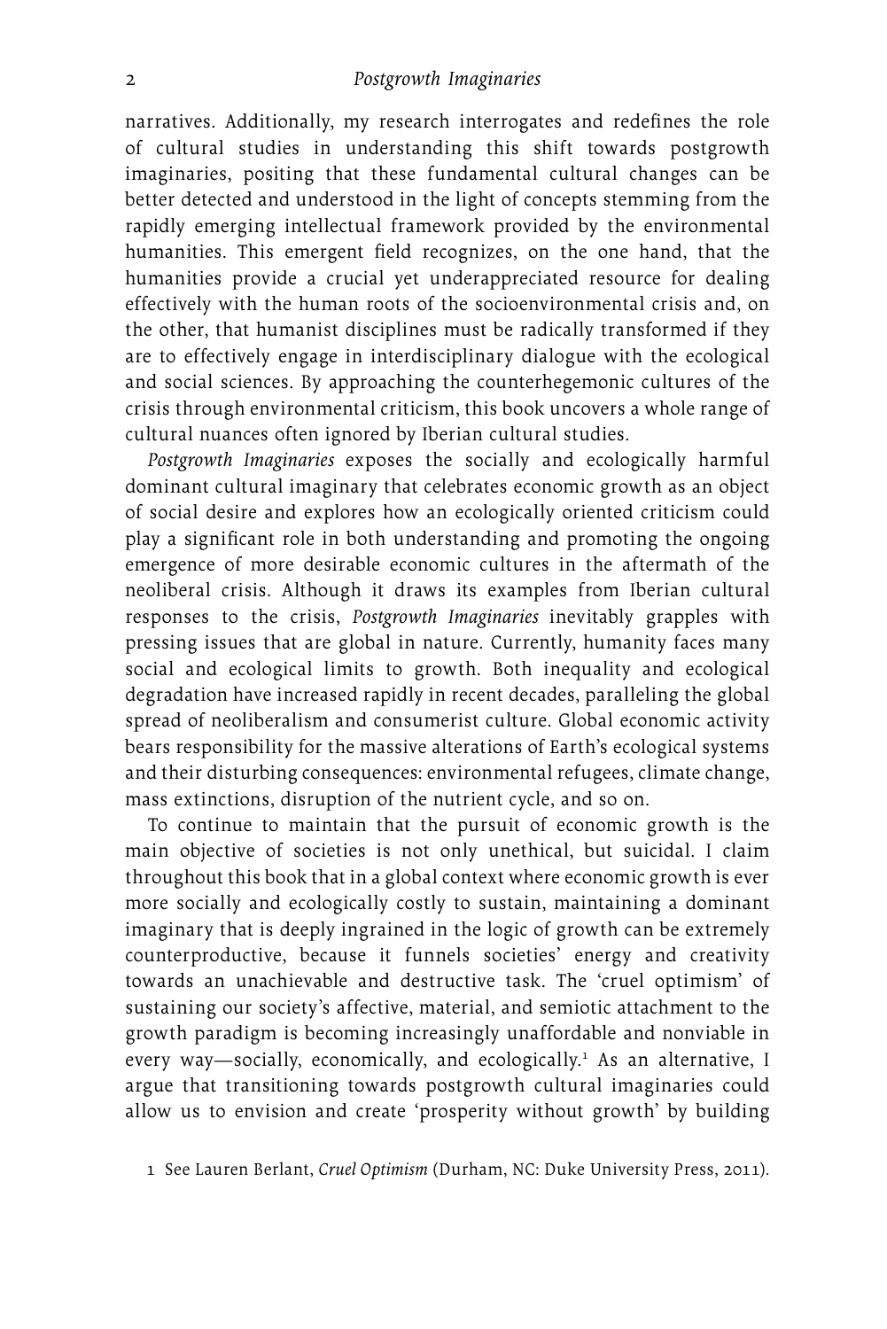narratives. Additionally, my research interrogates and redefines the role of cultural studies in understanding this shift towards postgrowth imaginaries, positing that these fundamental cultural changes can be better detected and understood in the light of concepts stemming from the rapidly emerging intellectual framework provided by the environmental humanities. This emergent field recognizes, on the one hand, that the humanities provide a crucial yet underappreciated resource for dealing effectively with the human roots of the socioenvironmental crisis and, on the other, that humanist disciplines must be radically transformed if they are to effectively engage in interdisciplinary dialogue with the ecological and social sciences. By approaching the counterhegemonic cultures of the crisis through environmental criticism, this book uncovers a whole range of cultural nuances often ignored by Iberian cultural studies.

*Postgrowth Imaginaries* exposes the socially and ecologically harmful dominant cultural imaginary that celebrates economic growth as an object of social desire and explores how an ecologically oriented criticism could play a significant role in both understanding and promoting the ongoing emergence of more desirable economic cultures in the aftermath of the neoliberal crisis. Although it draws its examples from Iberian cultural responses to the crisis, *Postgrowth Imaginaries* inevitably grapples with pressing issues that are global in nature. Currently, humanity faces many social and ecological limits to growth. Both inequality and ecological degradation have increased rapidly in recent decades, paralleling the global spread of neoliberalism and consumerist culture. Global economic activity bears responsibility for the massive alterations of Earth's ecological systems and their disturbing consequences: environmental refugees, climate change, mass extinctions, disruption of the nutrient cycle, and so on.

To continue to maintain that the pursuit of economic growth is the main objective of societies is not only unethical, but suicidal. I claim throughout this book that in a global context where economic growth is ever more socially and ecologically costly to sustain, maintaining a dominant imaginary that is deeply ingrained in the logic of growth can be extremely counterproductive, because it funnels societies' energy and creativity towards an unachievable and destructive task. The 'cruel optimism' of sustaining our society's affective, material, and semiotic attachment to the growth paradigm is becoming increasingly unaffordable and nonviable in every way—socially, economically, and ecologically.[1] As an alternative, I argue that transitioning towards postgrowth cultural imaginaries could allow us to envision and create 'prosperity without growth' by building

1 See Lauren Berlant, *Cruel Optimism* (Durham, NC: Duke University Press, 2011).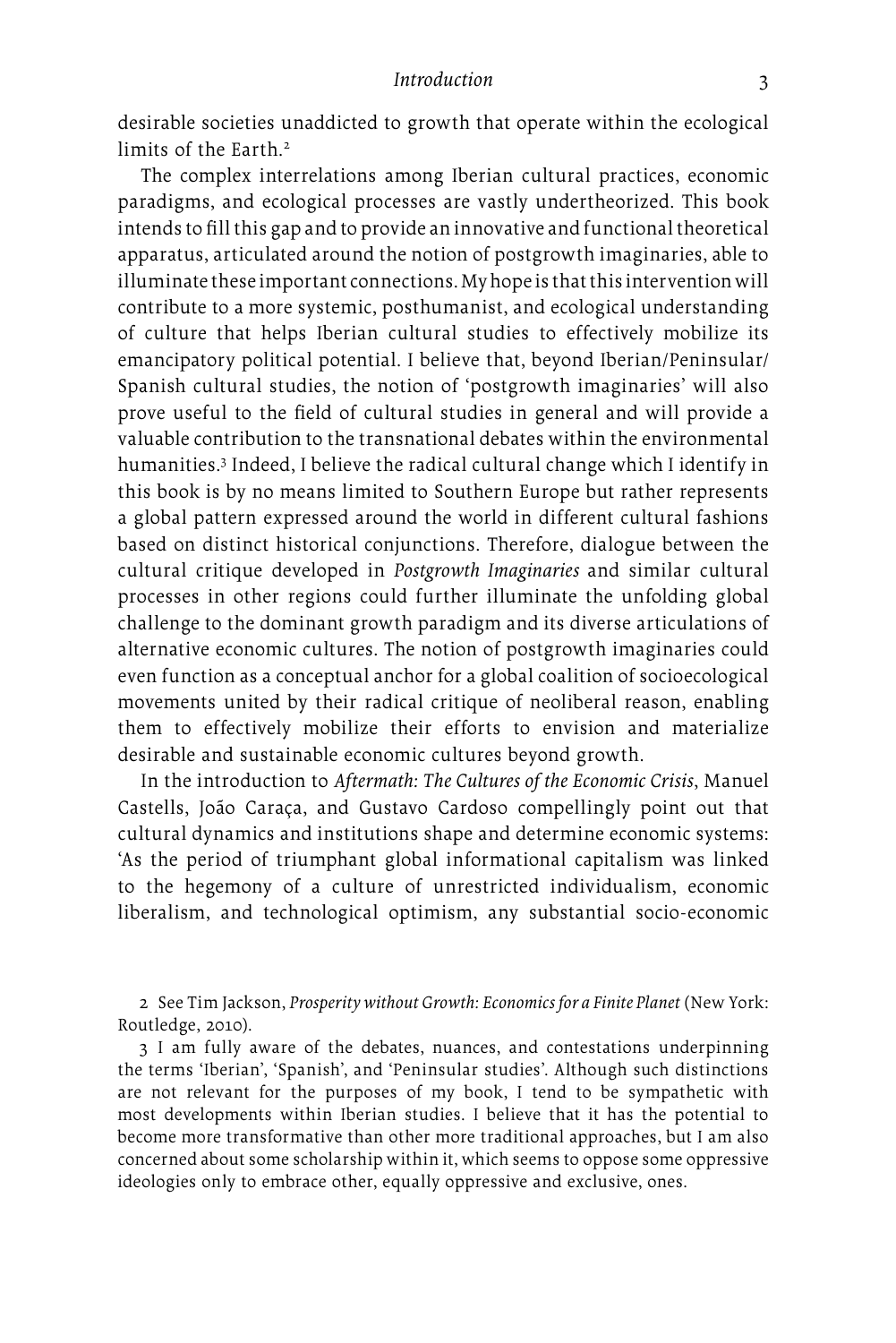desirable societies unaddicted to growth that operate within the ecological limits of the Earth.[2]

The complex interrelations among Iberian cultural practices, economic paradigms, and ecological processes are vastly undertheorized. This book intends to fill this gap and to provide an innovative and functional theoretical apparatus, articulated around the notion of postgrowth imaginaries, able to illuminate these important connections. My hope is that this intervention will contribute to a more systemic, posthumanist, and ecological understanding of culture that helps Iberian cultural studies to effectively mobilize its emancipatory political potential. I believe that, beyond Iberian/Peninsular/Spanish cultural studies, the notion of 'postgrowth imaginaries' will also prove useful to the field of cultural studies in general and will provide a valuable contribution to the transnational debates within the environmental humanities.[3] Indeed, I believe the radical cultural change which I identify in this book is by no means limited to Southern Europe but rather represents a global pattern expressed around the world in different cultural fashions based on distinct historical conjunctions. Therefore, dialogue between the cultural critique developed in *Postgrowth Imaginaries* and similar cultural processes in other regions could further illuminate the unfolding global challenge to the dominant growth paradigm and its diverse articulations of alternative economic cultures. The notion of postgrowth imaginaries could even function as a conceptual anchor for a global coalition of socioecological movements united by their radical critique of neoliberal reason, enabling them to effectively mobilize their efforts to envision and materialize desirable and sustainable economic cultures beyond growth.

In the introduction to *Aftermath: The Cultures of the Economic Crisis*, Manuel Castells, João Caraça, and Gustavo Cardoso compellingly point out that cultural dynamics and institutions shape and determine economic systems: 'As the period of triumphant global informational capitalism was linked to the hegemony of a culture of unrestricted individualism, economic liberalism, and technological optimism, any substantial socio-economic

2 See Tim Jackson, *Prosperity without Growth: Economics for a Finite Planet* (New York: Routledge, 2010).

3 I am fully aware of the debates, nuances, and contestations underpinning the terms 'Iberian', 'Spanish', and 'Peninsular studies'. Although such distinctions are not relevant for the purposes of my book, I tend to be sympathetic with most developments within Iberian studies. I believe that it has the potential to become more transformative than other more traditional approaches, but I am also concerned about some scholarship within it, which seems to oppose some oppressive ideologies only to embrace other, equally oppressive and exclusive, ones.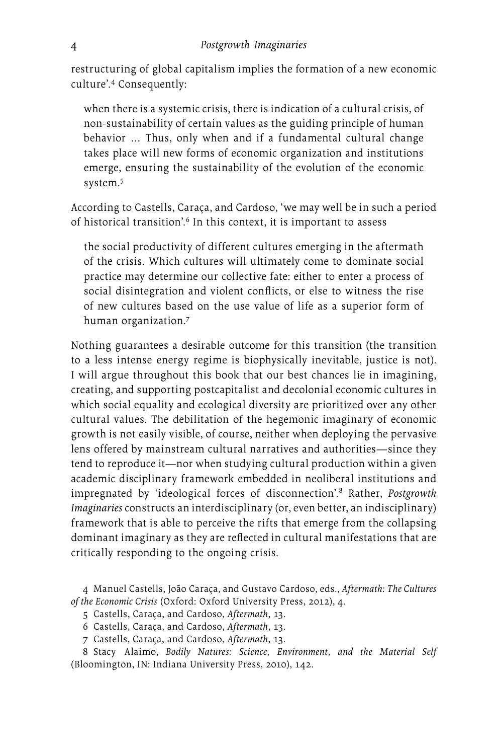restructuring of global capitalism implies the formation of a new economic culture'.[4] Consequently:

> when there is a systemic crisis, there is indication of a cultural crisis, of non-sustainability of certain values as the guiding principle of human behavior ... Thus, only when and if a fundamental cultural change takes place will new forms of economic organization and institutions emerge, ensuring the sustainability of the evolution of the economic system.[5]

According to Castells, Caraça, and Cardoso, 'we may well be in such a period of historical transition'.[6] In this context, it is important to assess

> the social productivity of different cultures emerging in the aftermath of the crisis. Which cultures will ultimately come to dominate social practice may determine our collective fate: either to enter a process of social disintegration and violent conflicts, or else to witness the rise of new cultures based on the use value of life as a superior form of human organization.[7]

Nothing guarantees a desirable outcome for this transition (the transition to a less intense energy regime is biophysically inevitable, justice is not). I will argue throughout this book that our best chances lie in imagining, creating, and supporting postcapitalist and decolonial economic cultures in which social equality and ecological diversity are prioritized over any other cultural values. The debilitation of the hegemonic imaginary of economic growth is not easily visible, of course, neither when deploying the pervasive lens offered by mainstream cultural narratives and authorities—since they tend to reproduce it—nor when studying cultural production within a given academic disciplinary framework embedded in neoliberal institutions and impregnated by 'ideological forces of disconnection'.[8] Rather, *Postgrowth Imaginaries* constructs an interdisciplinary (or, even better, an indisciplinary) framework that is able to perceive the rifts that emerge from the collapsing dominant imaginary as they are reflected in cultural manifestations that are critically responding to the ongoing crisis.

4 Manuel Castells, João Caraça, and Gustavo Cardoso, eds., *Aftermath: The Cultures of the Economic Crisis* (Oxford: Oxford University Press, 2012), 4.

5 Castells, Caraça, and Cardoso, *Aftermath*, 13.

6 Castells, Caraça, and Cardoso, *Aftermath*, 13.

7 Castells, Caraça, and Cardoso, *Aftermath*, 13.

8 Stacy Alaimo, *Bodily Natures: Science, Environment, and the Material Self* (Bloomington, IN: Indiana University Press, 2010), 142.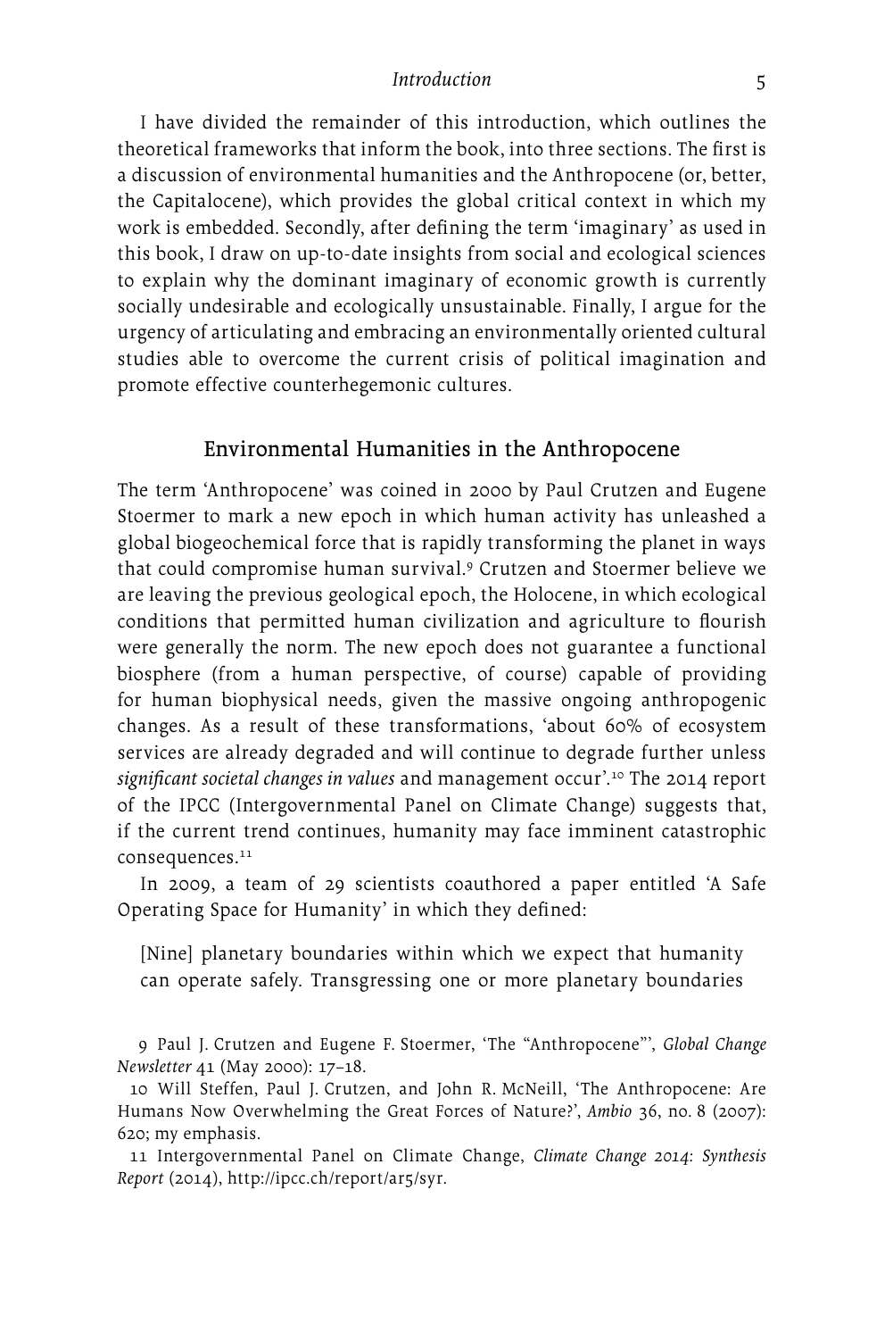I have divided the remainder of this introduction, which outlines the theoretical frameworks that inform the book, into three sections. The first is a discussion of environmental humanities and the Anthropocene (or, better, the Capitalocene), which provides the global critical context in which my work is embedded. Secondly, after defining the term 'imaginary' as used in this book, I draw on up-to-date insights from social and ecological sciences to explain why the dominant imaginary of economic growth is currently socially undesirable and ecologically unsustainable. Finally, I argue for the urgency of articulating and embracing an environmentally oriented cultural studies able to overcome the current crisis of political imagination and promote effective counterhegemonic cultures.

## Environmental Humanities in the Anthropocene

The term 'Anthropocene' was coined in 2000 by Paul Crutzen and Eugene Stoermer to mark a new epoch in which human activity has unleashed a global biogeochemical force that is rapidly transforming the planet in ways that could compromise human survival.[9] Crutzen and Stoermer believe we are leaving the previous geological epoch, the Holocene, in which ecological conditions that permitted human civilization and agriculture to flourish were generally the norm. The new epoch does not guarantee a functional biosphere (from a human perspective, of course) capable of providing for human biophysical needs, given the massive ongoing anthropogenic changes. As a result of these transformations, 'about 60% of ecosystem services are already degraded and will continue to degrade further unless *significant societal changes in values* and management occur'.[10] The 2014 report of the IPCC (Intergovernmental Panel on Climate Change) suggests that, if the current trend continues, humanity may face imminent catastrophic consequences.[11]

In 2009, a team of 29 scientists coauthored a paper entitled 'A Safe Operating Space for Humanity' in which they defined:

> [Nine] planetary boundaries within which we expect that humanity can operate safely. Transgressing one or more planetary boundaries

9 Paul J. Crutzen and Eugene F. Stoermer, 'The "Anthropocene"', *Global Change Newsletter* 41 (May 2000): 17–18.

10 Will Steffen, Paul J. Crutzen, and John R. McNeill, 'The Anthropocene: Are Humans Now Overwhelming the Great Forces of Nature?', *Ambio* 36, no. 8 (2007): 620; my emphasis.

11 Intergovernmental Panel on Climate Change, *Climate Change 2014: Synthesis Report* (2014), http://ipcc.ch/report/ar5/syr.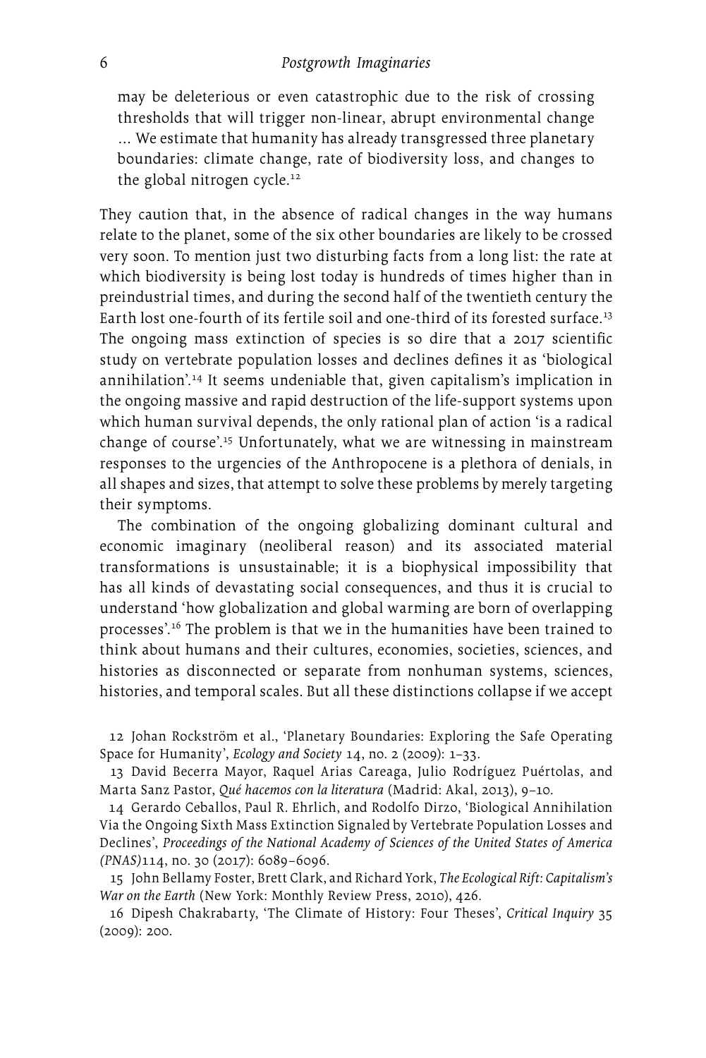> may be deleterious or even catastrophic due to the risk of crossing thresholds that will trigger non-linear, abrupt environmental change … We estimate that humanity has already transgressed three planetary boundaries: climate change, rate of biodiversity loss, and changes to the global nitrogen cycle.[12]

They caution that, in the absence of radical changes in the way humans relate to the planet, some of the six other boundaries are likely to be crossed very soon. To mention just two disturbing facts from a long list: the rate at which biodiversity is being lost today is hundreds of times higher than in preindustrial times, and during the second half of the twentieth century the Earth lost one-fourth of its fertile soil and one-third of its forested surface.[13] The ongoing mass extinction of species is so dire that a 2017 scientific study on vertebrate population losses and declines defines it as 'biological annihilation'.[14] It seems undeniable that, given capitalism's implication in the ongoing massive and rapid destruction of the life-support systems upon which human survival depends, the only rational plan of action 'is a radical change of course'.[15] Unfortunately, what we are witnessing in mainstream responses to the urgencies of the Anthropocene is a plethora of denials, in all shapes and sizes, that attempt to solve these problems by merely targeting their symptoms.

The combination of the ongoing globalizing dominant cultural and economic imaginary (neoliberal reason) and its associated material transformations is unsustainable; it is a biophysical impossibility that has all kinds of devastating social consequences, and thus it is crucial to understand 'how globalization and global warming are born of overlapping processes'.[16] The problem is that we in the humanities have been trained to think about humans and their cultures, economies, societies, sciences, and histories as disconnected or separate from nonhuman systems, sciences, histories, and temporal scales. But all these distinctions collapse if we accept

12 Johan Rockström et al., 'Planetary Boundaries: Exploring the Safe Operating Space for Humanity', *Ecology and Society* 14, no. 2 (2009): 1–33.

13 David Becerra Mayor, Raquel Arias Careaga, Julio Rodríguez Puértolas, and Marta Sanz Pastor, *Qué hacemos con la literatura* (Madrid: Akal, 2013), 9–10.

14 Gerardo Ceballos, Paul R. Ehrlich, and Rodolfo Dirzo, 'Biological Annihilation Via the Ongoing Sixth Mass Extinction Signaled by Vertebrate Population Losses and Declines', *Proceedings of the National Academy of Sciences of the United States of America (PNAS)* 114, no. 30 (2017): 6089–6096.

15 John Bellamy Foster, Brett Clark, and Richard York, *The Ecological Rift: Capitalism's War on the Earth* (New York: Monthly Review Press, 2010), 426.

16 Dipesh Chakrabarty, 'The Climate of History: Four Theses', *Critical Inquiry* 35 (2009): 200.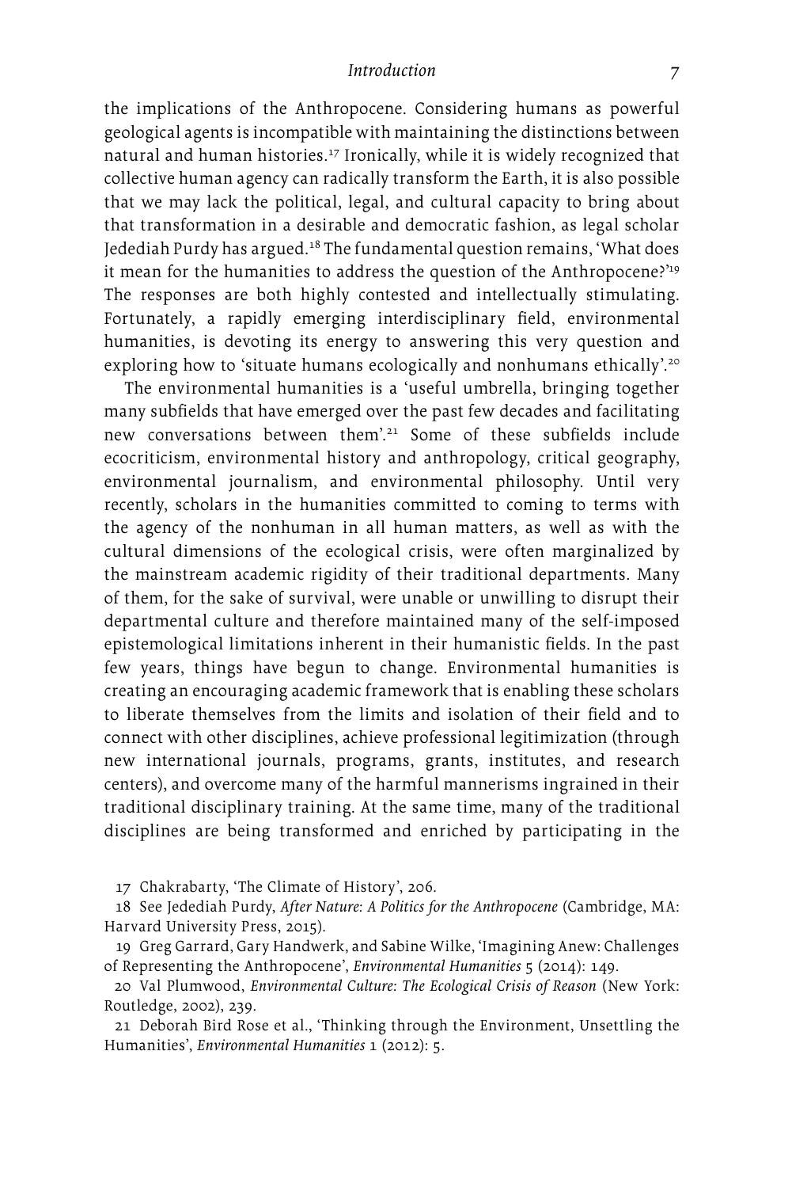the implications of the Anthropocene. Considering humans as powerful geological agents is incompatible with maintaining the distinctions between natural and human histories.[17] Ironically, while it is widely recognized that collective human agency can radically transform the Earth, it is also possible that we may lack the political, legal, and cultural capacity to bring about that transformation in a desirable and democratic fashion, as legal scholar Jedediah Purdy has argued.[18] The fundamental question remains, 'What does it mean for the humanities to address the question of the Anthropocene?'[19] The responses are both highly contested and intellectually stimulating. Fortunately, a rapidly emerging interdisciplinary field, environmental humanities, is devoting its energy to answering this very question and exploring how to 'situate humans ecologically and nonhumans ethically'.[20]

The environmental humanities is a 'useful umbrella, bringing together many subfields that have emerged over the past few decades and facilitating new conversations between them'.[21] Some of these subfields include ecocriticism, environmental history and anthropology, critical geography, environmental journalism, and environmental philosophy. Until very recently, scholars in the humanities committed to coming to terms with the agency of the nonhuman in all human matters, as well as with the cultural dimensions of the ecological crisis, were often marginalized by the mainstream academic rigidity of their traditional departments. Many of them, for the sake of survival, were unable or unwilling to disrupt their departmental culture and therefore maintained many of the self-imposed epistemological limitations inherent in their humanistic fields. In the past few years, things have begun to change. Environmental humanities is creating an encouraging academic framework that is enabling these scholars to liberate themselves from the limits and isolation of their field and to connect with other disciplines, achieve professional legitimization (through new international journals, programs, grants, institutes, and research centers), and overcome many of the harmful mannerisms ingrained in their traditional disciplinary training. At the same time, many of the traditional disciplines are being transformed and enriched by participating in the

17 Chakrabarty, 'The Climate of History', 206.

18 See Jedediah Purdy, *After Nature: A Politics for the Anthropocene* (Cambridge, MA: Harvard University Press, 2015).

19 Greg Garrard, Gary Handwerk, and Sabine Wilke, 'Imagining Anew: Challenges of Representing the Anthropocene', *Environmental Humanities* 5 (2014): 149.

20 Val Plumwood, *Environmental Culture: The Ecological Crisis of Reason* (New York: Routledge, 2002), 239.

21 Deborah Bird Rose et al., 'Thinking through the Environment, Unsettling the Humanities', *Environmental Humanities* 1 (2012): 5.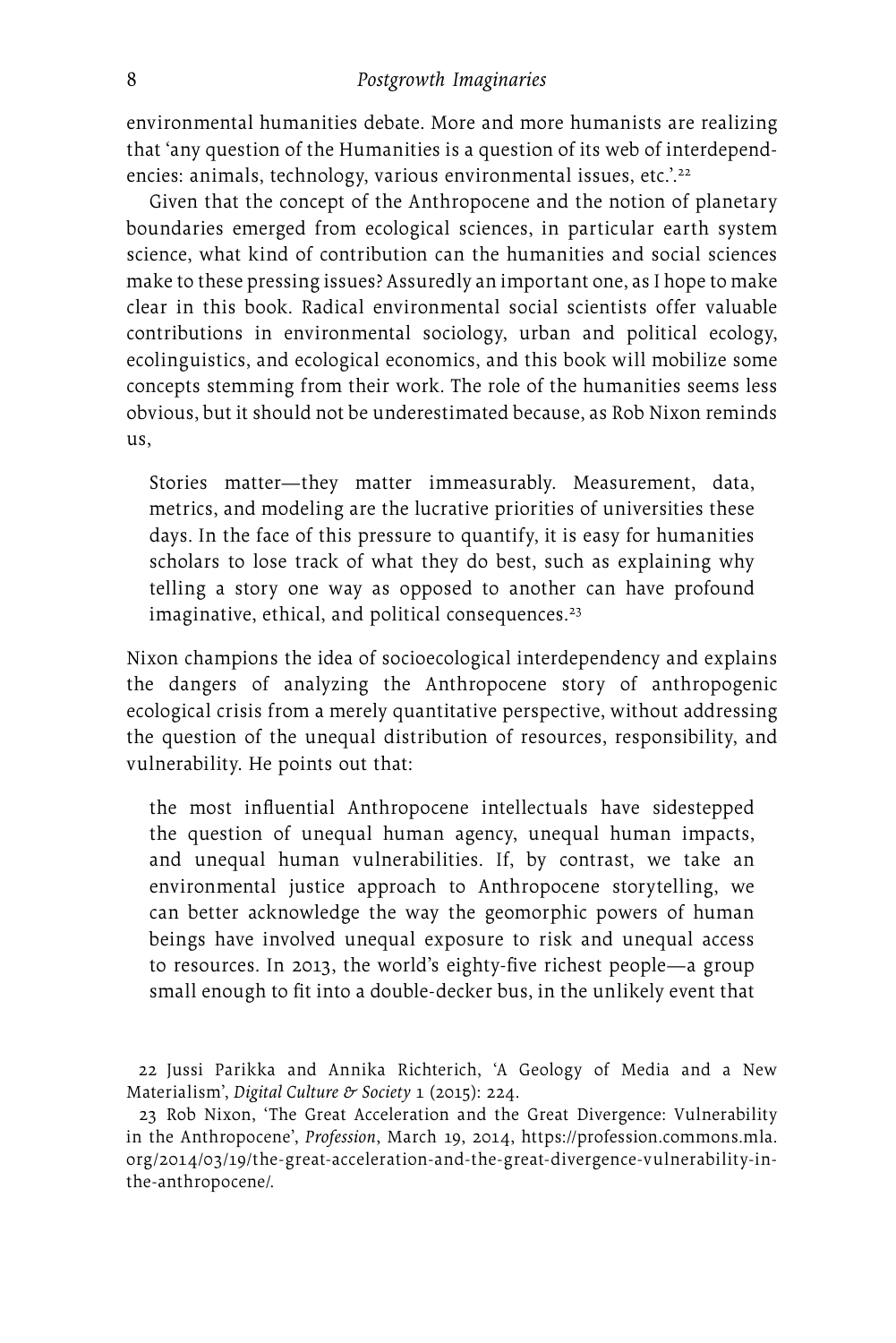environmental humanities debate. More and more humanists are realizing that 'any question of the Humanities is a question of its web of interdependencies: animals, technology, various environmental issues, etc.'.[22]

Given that the concept of the Anthropocene and the notion of planetary boundaries emerged from ecological sciences, in particular earth system science, what kind of contribution can the humanities and social sciences make to these pressing issues? Assuredly an important one, as I hope to make clear in this book. Radical environmental social scientists offer valuable contributions in environmental sociology, urban and political ecology, ecolinguistics, and ecological economics, and this book will mobilize some concepts stemming from their work. The role of the humanities seems less obvious, but it should not be underestimated because, as Rob Nixon reminds us,

> Stories matter—they matter immeasurably. Measurement, data, metrics, and modeling are the lucrative priorities of universities these days. In the face of this pressure to quantify, it is easy for humanities scholars to lose track of what they do best, such as explaining why telling a story one way as opposed to another can have profound imaginative, ethical, and political consequences.[23]

Nixon champions the idea of socioecological interdependency and explains the dangers of analyzing the Anthropocene story of anthropogenic ecological crisis from a merely quantitative perspective, without addressing the question of the unequal distribution of resources, responsibility, and vulnerability. He points out that:

> the most influential Anthropocene intellectuals have sidestepped the question of unequal human agency, unequal human impacts, and unequal human vulnerabilities. If, by contrast, we take an environmental justice approach to Anthropocene storytelling, we can better acknowledge the way the geomorphic powers of human beings have involved unequal exposure to risk and unequal access to resources. In 2013, the world's eighty-five richest people—a group small enough to fit into a double-decker bus, in the unlikely event that

22 Jussi Parikka and Annika Richterich, 'A Geology of Media and a New Materialism', *Digital Culture & Society* 1 (2015): 224.

23 Rob Nixon, 'The Great Acceleration and the Great Divergence: Vulnerability in the Anthropocene', *Profession*, March 19, 2014, https://profession.commons.mla.org/2014/03/19/the-great-acceleration-and-the-great-divergence-vulnerability-in-the-anthropocene/.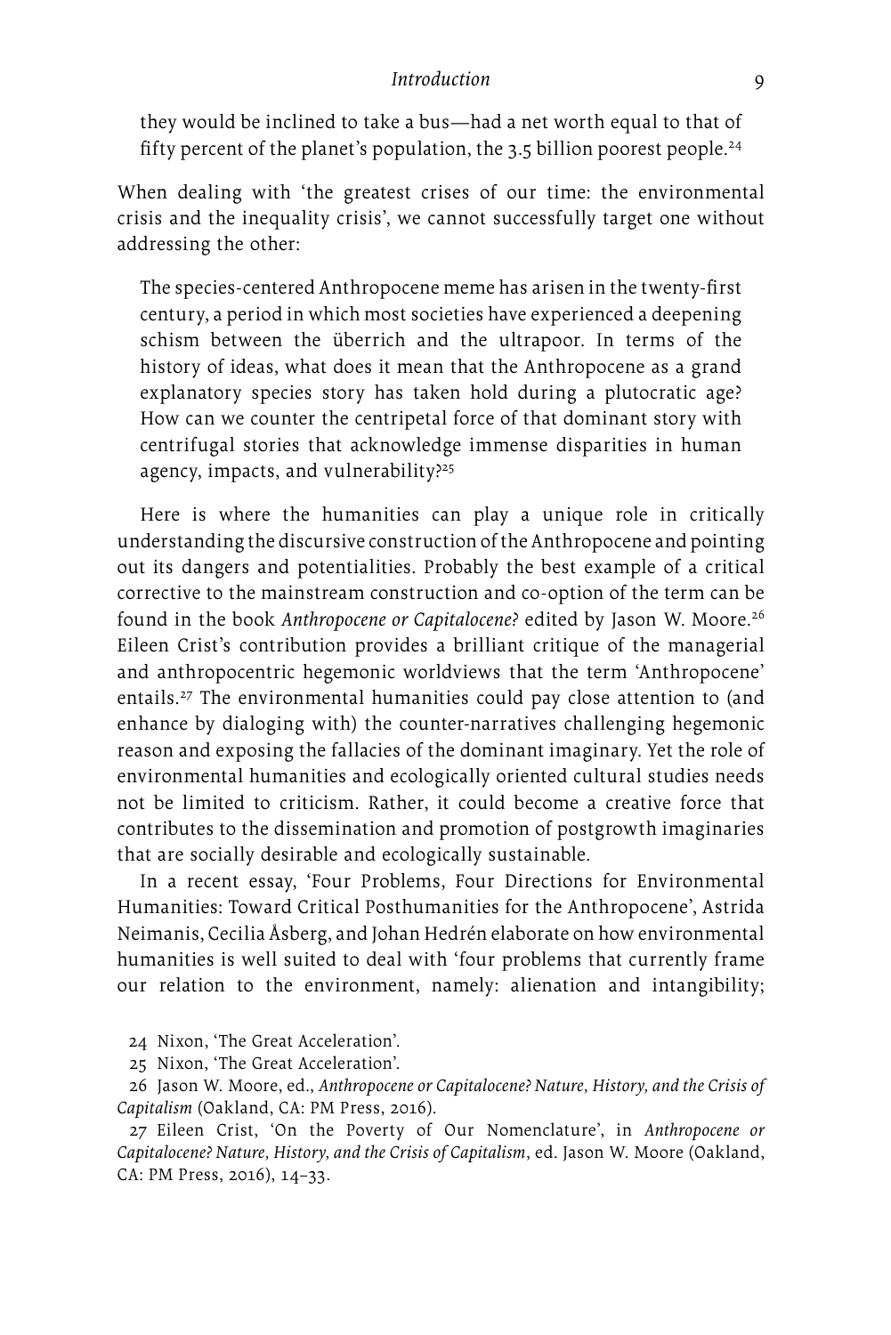> they would be inclined to take a bus—had a net worth equal to that of fifty percent of the planet's population, the 3.5 billion poorest people.[24]

When dealing with 'the greatest crises of our time: the environmental crisis and the inequality crisis', we cannot successfully target one without addressing the other:

> The species-centered Anthropocene meme has arisen in the twenty-first century, a period in which most societies have experienced a deepening schism between the überrich and the ultrapoor. In terms of the history of ideas, what does it mean that the Anthropocene as a grand explanatory species story has taken hold during a plutocratic age? How can we counter the centripetal force of that dominant story with centrifugal stories that acknowledge immense disparities in human agency, impacts, and vulnerability?[25]

Here is where the humanities can play a unique role in critically understanding the discursive construction of the Anthropocene and pointing out its dangers and potentialities. Probably the best example of a critical corrective to the mainstream construction and co-option of the term can be found in the book *Anthropocene or Capitalocene?* edited by Jason W. Moore.[26] Eileen Crist's contribution provides a brilliant critique of the managerial and anthropocentric hegemonic worldviews that the term 'Anthropocene' entails.[27] The environmental humanities could pay close attention to (and enhance by dialoging with) the counter-narratives challenging hegemonic reason and exposing the fallacies of the dominant imaginary. Yet the role of environmental humanities and ecologically oriented cultural studies needs not be limited to criticism. Rather, it could become a creative force that contributes to the dissemination and promotion of postgrowth imaginaries that are socially desirable and ecologically sustainable.

In a recent essay, 'Four Problems, Four Directions for Environmental Humanities: Toward Critical Posthumanities for the Anthropocene', Astrida Neimanis, Cecilia Åsberg, and Johan Hedrén elaborate on how environmental humanities is well suited to deal with 'four problems that currently frame our relation to the environment, namely: alienation and intangibility;

24 Nixon, 'The Great Acceleration'.

25 Nixon, 'The Great Acceleration'.

26 Jason W. Moore, ed., *Anthropocene or Capitalocene? Nature, History, and the Crisis of Capitalism* (Oakland, CA: PM Press, 2016).

27 Eileen Crist, 'On the Poverty of Our Nomenclature', in *Anthropocene or Capitalocene? Nature, History, and the Crisis of Capitalism*, ed. Jason W. Moore (Oakland, CA: PM Press, 2016), 14–33.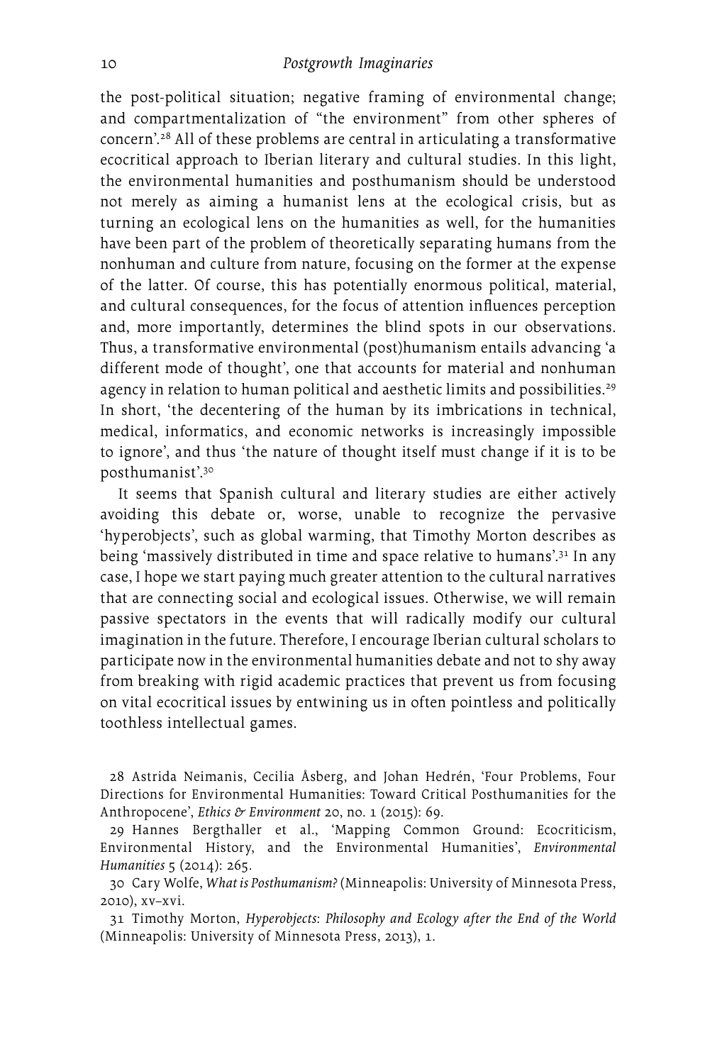the post-political situation; negative framing of environmental change; and compartmentalization of "the environment" from other spheres of concern'.[28] All of these problems are central in articulating a transformative ecocritical approach to Iberian literary and cultural studies. In this light, the environmental humanities and posthumanism should be understood not merely as aiming a humanist lens at the ecological crisis, but as turning an ecological lens on the humanities as well, for the humanities have been part of the problem of theoretically separating humans from the nonhuman and culture from nature, focusing on the former at the expense of the latter. Of course, this has potentially enormous political, material, and cultural consequences, for the focus of attention influences perception and, more importantly, determines the blind spots in our observations. Thus, a transformative environmental (post)humanism entails advancing 'a different mode of thought', one that accounts for material and nonhuman agency in relation to human political and aesthetic limits and possibilities.[29] In short, 'the decentering of the human by its imbrications in technical, medical, informatics, and economic networks is increasingly impossible to ignore', and thus 'the nature of thought itself must change if it is to be posthumanist'.[30]

It seems that Spanish cultural and literary studies are either actively avoiding this debate or, worse, unable to recognize the pervasive 'hyperobjects', such as global warming, that Timothy Morton describes as being 'massively distributed in time and space relative to humans'.[31] In any case, I hope we start paying much greater attention to the cultural narratives that are connecting social and ecological issues. Otherwise, we will remain passive spectators in the events that will radically modify our cultural imagination in the future. Therefore, I encourage Iberian cultural scholars to participate now in the environmental humanities debate and not to shy away from breaking with rigid academic practices that prevent us from focusing on vital ecocritical issues by entwining us in often pointless and politically toothless intellectual games.

28 Astrida Neimanis, Cecilia Åsberg, and Johan Hedrén, 'Four Problems, Four Directions for Environmental Humanities: Toward Critical Posthumanities for the Anthropocene', *Ethics & Environment* 20, no. 1 (2015): 69.

29 Hannes Bergthaller et al., 'Mapping Common Ground: Ecocriticism, Environmental History, and the Environmental Humanities', *Environmental Humanities* 5 (2014): 265.

30 Cary Wolfe, *What is Posthumanism?* (Minneapolis: University of Minnesota Press, 2010), xv–xvi.

31 Timothy Morton, *Hyperobjects: Philosophy and Ecology after the End of the World* (Minneapolis: University of Minnesota Press, 2013), 1.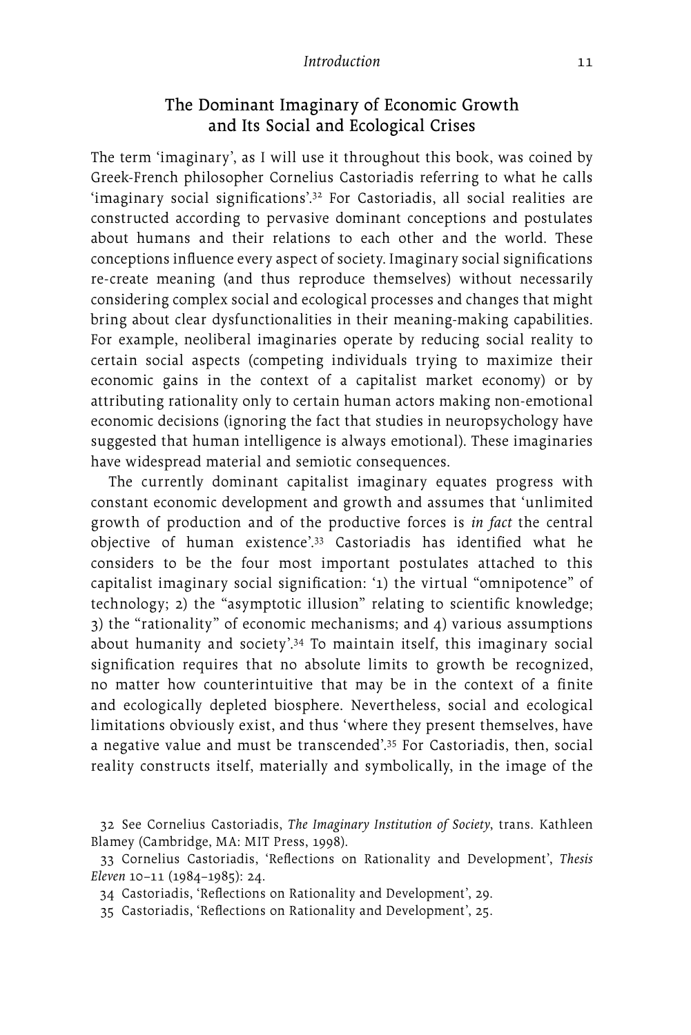## The Dominant Imaginary of Economic Growth and Its Social and Ecological Crises

The term 'imaginary', as I will use it throughout this book, was coined by Greek-French philosopher Cornelius Castoriadis referring to what he calls 'imaginary social significations'.[32] For Castoriadis, all social realities are constructed according to pervasive dominant conceptions and postulates about humans and their relations to each other and the world. These conceptions influence every aspect of society. Imaginary social significations re-create meaning (and thus reproduce themselves) without necessarily considering complex social and ecological processes and changes that might bring about clear dysfunctionalities in their meaning-making capabilities. For example, neoliberal imaginaries operate by reducing social reality to certain social aspects (competing individuals trying to maximize their economic gains in the context of a capitalist market economy) or by attributing rationality only to certain human actors making non-emotional economic decisions (ignoring the fact that studies in neuropsychology have suggested that human intelligence is always emotional). These imaginaries have widespread material and semiotic consequences.

The currently dominant capitalist imaginary equates progress with constant economic development and growth and assumes that 'unlimited growth of production and of the productive forces is *in fact* the central objective of human existence'.[33] Castoriadis has identified what he considers to be the four most important postulates attached to this capitalist imaginary social signification: '1) the virtual "omnipotence" of technology; 2) the "asymptotic illusion" relating to scientific knowledge; 3) the "rationality" of economic mechanisms; and 4) various assumptions about humanity and society'.[34] To maintain itself, this imaginary social signification requires that no absolute limits to growth be recognized, no matter how counterintuitive that may be in the context of a finite and ecologically depleted biosphere. Nevertheless, social and ecological limitations obviously exist, and thus 'where they present themselves, have a negative value and must be transcended'.[35] For Castoriadis, then, social reality constructs itself, materially and symbolically, in the image of the

32 See Cornelius Castoriadis, *The Imaginary Institution of Society*, trans. Kathleen Blamey (Cambridge, MA: MIT Press, 1998).

33 Cornelius Castoriadis, 'Reflections on Rationality and Development', *Thesis Eleven* 10–11 (1984–1985): 24.

34 Castoriadis, 'Reflections on Rationality and Development', 29.

35 Castoriadis, 'Reflections on Rationality and Development', 25.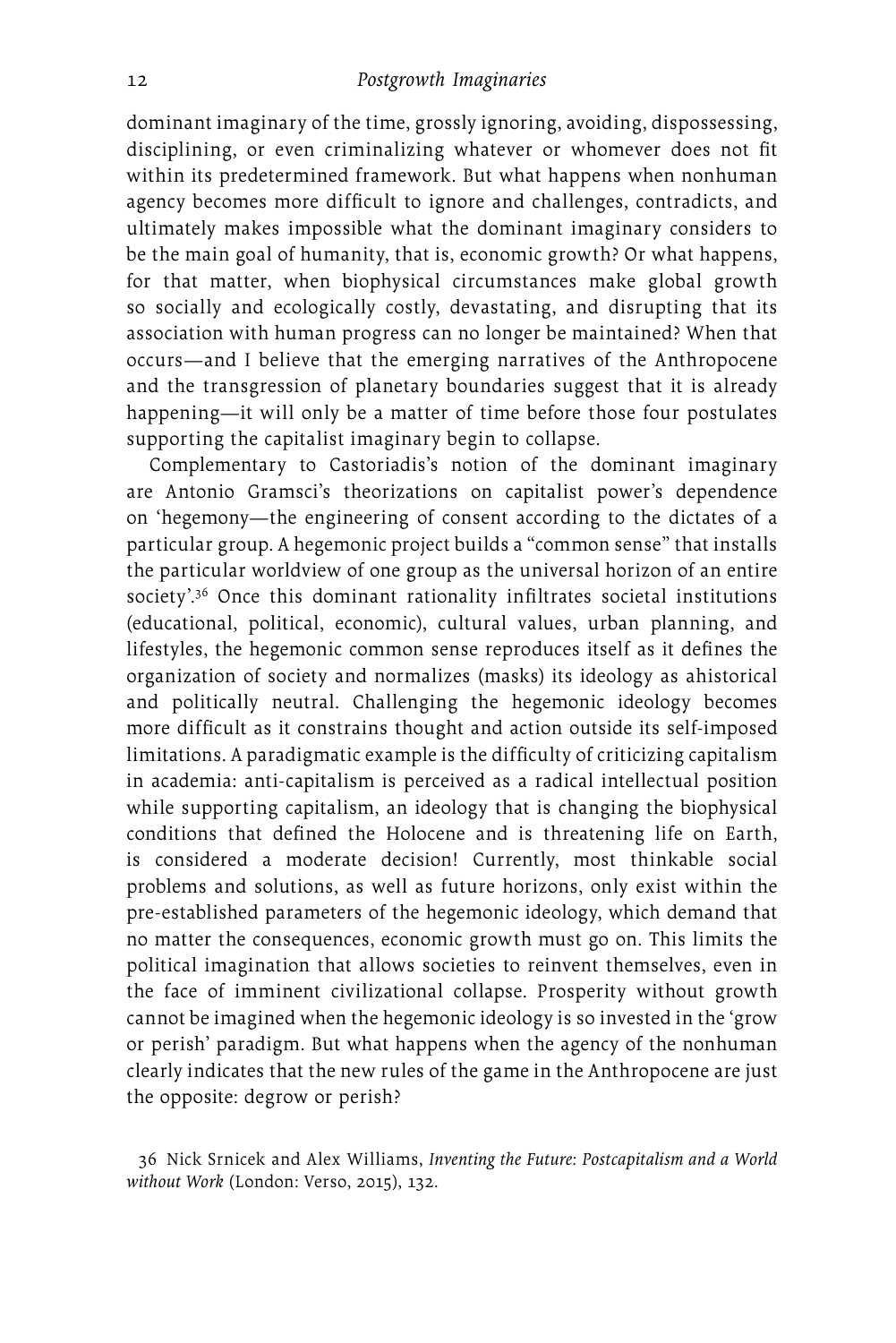dominant imaginary of the time, grossly ignoring, avoiding, dispossessing, disciplining, or even criminalizing whatever or whomever does not fit within its predetermined framework. But what happens when nonhuman agency becomes more difficult to ignore and challenges, contradicts, and ultimately makes impossible what the dominant imaginary considers to be the main goal of humanity, that is, economic growth? Or what happens, for that matter, when biophysical circumstances make global growth so socially and ecologically costly, devastating, and disrupting that its association with human progress can no longer be maintained? When that occurs—and I believe that the emerging narratives of the Anthropocene and the transgression of planetary boundaries suggest that it is already happening—it will only be a matter of time before those four postulates supporting the capitalist imaginary begin to collapse.

Complementary to Castoriadis's notion of the dominant imaginary are Antonio Gramsci's theorizations on capitalist power's dependence on 'hegemony—the engineering of consent according to the dictates of a particular group. A hegemonic project builds a "common sense" that installs the particular worldview of one group as the universal horizon of an entire society'.[36] Once this dominant rationality infiltrates societal institutions (educational, political, economic), cultural values, urban planning, and lifestyles, the hegemonic common sense reproduces itself as it defines the organization of society and normalizes (masks) its ideology as ahistorical and politically neutral. Challenging the hegemonic ideology becomes more difficult as it constrains thought and action outside its self-imposed limitations. A paradigmatic example is the difficulty of criticizing capitalism in academia: anti-capitalism is perceived as a radical intellectual position while supporting capitalism, an ideology that is changing the biophysical conditions that defined the Holocene and is threatening life on Earth, is considered a moderate decision! Currently, most thinkable social problems and solutions, as well as future horizons, only exist within the pre-established parameters of the hegemonic ideology, which demand that no matter the consequences, economic growth must go on. This limits the political imagination that allows societies to reinvent themselves, even in the face of imminent civilizational collapse. Prosperity without growth cannot be imagined when the hegemonic ideology is so invested in the 'grow or perish' paradigm. But what happens when the agency of the nonhuman clearly indicates that the new rules of the game in the Anthropocene are just the opposite: degrow or perish?

36 Nick Srnicek and Alex Williams, *Inventing the Future: Postcapitalism and a World without Work* (London: Verso, 2015), 132.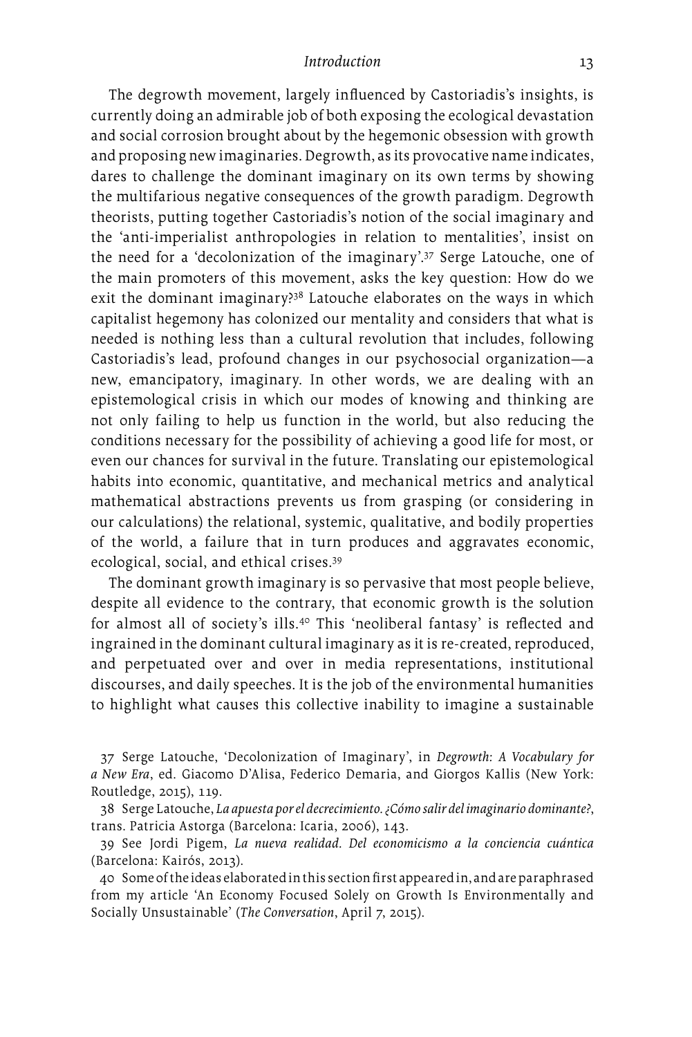The degrowth movement, largely influenced by Castoriadis's insights, is currently doing an admirable job of both exposing the ecological devastation and social corrosion brought about by the hegemonic obsession with growth and proposing new imaginaries. Degrowth, as its provocative name indicates, dares to challenge the dominant imaginary on its own terms by showing the multifarious negative consequences of the growth paradigm. Degrowth theorists, putting together Castoriadis's notion of the social imaginary and the 'anti-imperialist anthropologies in relation to mentalities', insist on the need for a 'decolonization of the imaginary'.[37] Serge Latouche, one of the main promoters of this movement, asks the key question: How do we exit the dominant imaginary?[38] Latouche elaborates on the ways in which capitalist hegemony has colonized our mentality and considers that what is needed is nothing less than a cultural revolution that includes, following Castoriadis's lead, profound changes in our psychosocial organization—a new, emancipatory, imaginary. In other words, we are dealing with an epistemological crisis in which our modes of knowing and thinking are not only failing to help us function in the world, but also reducing the conditions necessary for the possibility of achieving a good life for most, or even our chances for survival in the future. Translating our epistemological habits into economic, quantitative, and mechanical metrics and analytical mathematical abstractions prevents us from grasping (or considering in our calculations) the relational, systemic, qualitative, and bodily properties of the world, a failure that in turn produces and aggravates economic, ecological, social, and ethical crises.[39]

The dominant growth imaginary is so pervasive that most people believe, despite all evidence to the contrary, that economic growth is the solution for almost all of society's ills.[40] This 'neoliberal fantasy' is reflected and ingrained in the dominant cultural imaginary as it is re-created, reproduced, and perpetuated over and over in media representations, institutional discourses, and daily speeches. It is the job of the environmental humanities to highlight what causes this collective inability to imagine a sustainable

37 Serge Latouche, 'Decolonization of Imaginary', in *Degrowth: A Vocabulary for a New Era*, ed. Giacomo D'Alisa, Federico Demaria, and Giorgos Kallis (New York: Routledge, 2015), 119.

38 Serge Latouche, *La apuesta por el decrecimiento. ¿Cómo salir del imaginario dominante?*, trans. Patricia Astorga (Barcelona: Icaria, 2006), 143.

39 See Jordi Pigem, *La nueva realidad. Del economicismo a la conciencia cuántica* (Barcelona: Kairós, 2013).

40 Some of the ideas elaborated in this section first appeared in, and are paraphrased from my article 'An Economy Focused Solely on Growth Is Environmentally and Socially Unsustainable' (*The Conversation*, April 7, 2015).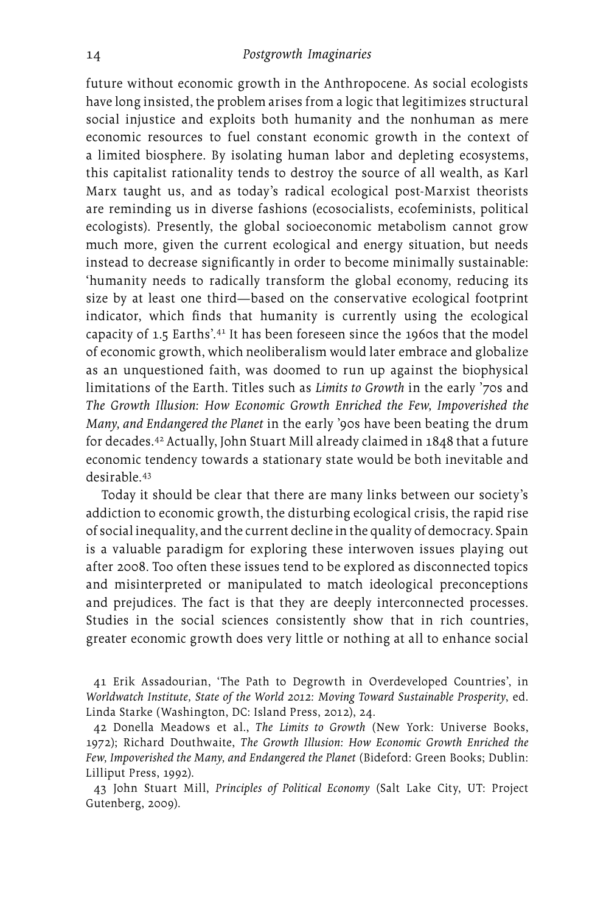future without economic growth in the Anthropocene. As social ecologists have long insisted, the problem arises from a logic that legitimizes structural social injustice and exploits both humanity and the nonhuman as mere economic resources to fuel constant economic growth in the context of a limited biosphere. By isolating human labor and depleting ecosystems, this capitalist rationality tends to destroy the source of all wealth, as Karl Marx taught us, and as today's radical ecological post-Marxist theorists are reminding us in diverse fashions (ecosocialists, ecofeminists, political ecologists). Presently, the global socioeconomic metabolism cannot grow much more, given the current ecological and energy situation, but needs instead to decrease significantly in order to become minimally sustainable: 'humanity needs to radically transform the global economy, reducing its size by at least one third—based on the conservative ecological footprint indicator, which finds that humanity is currently using the ecological capacity of 1.5 Earths'.[41] It has been foreseen since the 1960s that the model of economic growth, which neoliberalism would later embrace and globalize as an unquestioned faith, was doomed to run up against the biophysical limitations of the Earth. Titles such as *Limits to Growth* in the early '70s and *The Growth Illusion: How Economic Growth Enriched the Few, Impoverished the Many, and Endangered the Planet* in the early '90s have been beating the drum for decades.[42] Actually, John Stuart Mill already claimed in 1848 that a future economic tendency towards a stationary state would be both inevitable and desirable.[43]

Today it should be clear that there are many links between our society's addiction to economic growth, the disturbing ecological crisis, the rapid rise of social inequality, and the current decline in the quality of democracy. Spain is a valuable paradigm for exploring these interwoven issues playing out after 2008. Too often these issues tend to be explored as disconnected topics and misinterpreted or manipulated to match ideological preconceptions and prejudices. The fact is that they are deeply interconnected processes. Studies in the social sciences consistently show that in rich countries, greater economic growth does very little or nothing at all to enhance social

41 Erik Assadourian, 'The Path to Degrowth in Overdeveloped Countries', in *Worldwatch Institute, State of the World 2012: Moving Toward Sustainable Prosperity*, ed. Linda Starke (Washington, DC: Island Press, 2012), 24.

42 Donella Meadows et al., *The Limits to Growth* (New York: Universe Books, 1972); Richard Douthwaite, *The Growth Illusion: How Economic Growth Enriched the Few, Impoverished the Many, and Endangered the Planet* (Bideford: Green Books; Dublin: Lilliput Press, 1992).

43 John Stuart Mill, *Principles of Political Economy* (Salt Lake City, UT: Project Gutenberg, 2009).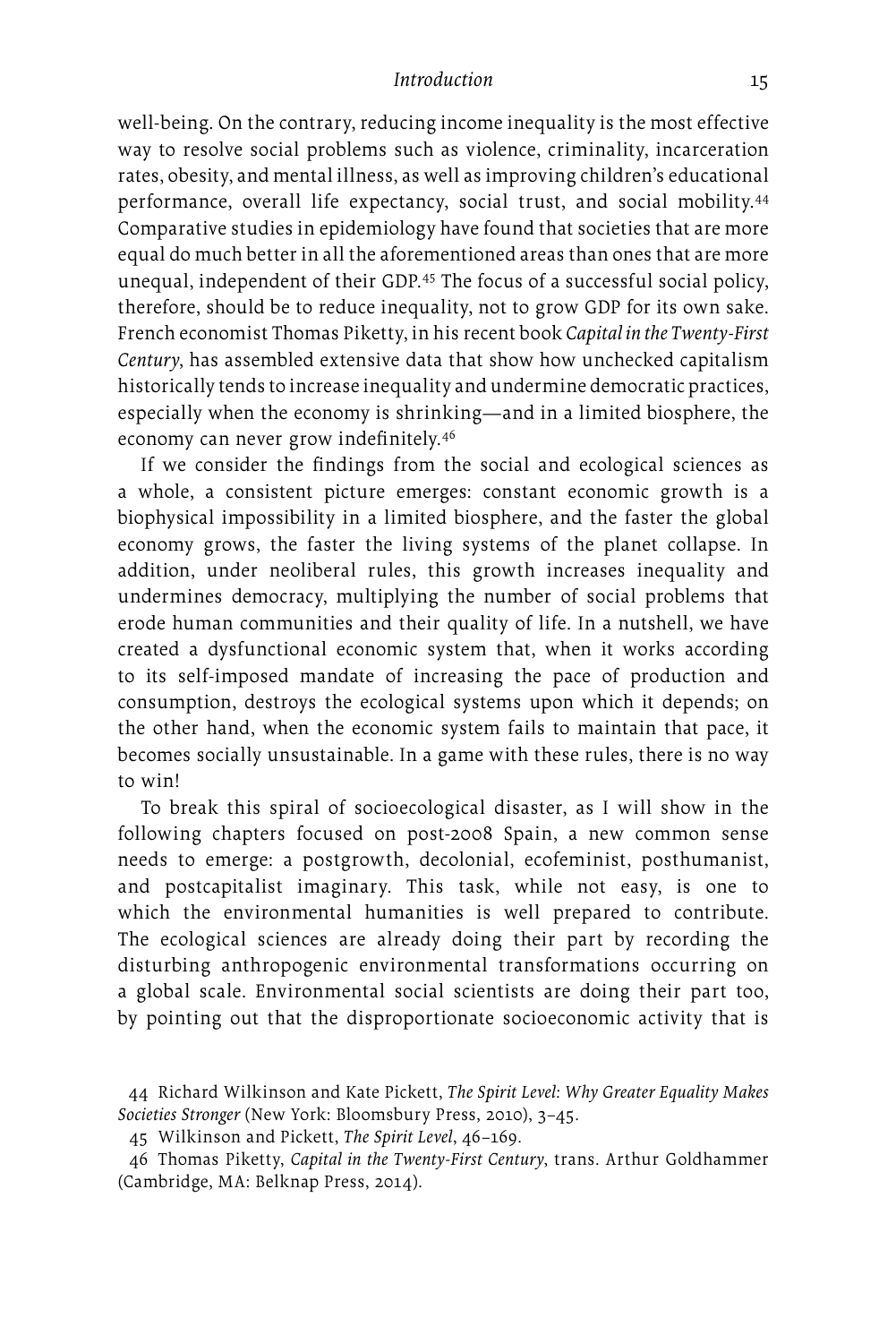well-being. On the contrary, reducing income inequality is the most effective way to resolve social problems such as violence, criminality, incarceration rates, obesity, and mental illness, as well as improving children's educational performance, overall life expectancy, social trust, and social mobility.[44] Comparative studies in epidemiology have found that societies that are more equal do much better in all the aforementioned areas than ones that are more unequal, independent of their GDP.[45] The focus of a successful social policy, therefore, should be to reduce inequality, not to grow GDP for its own sake. French economist Thomas Piketty, in his recent book *Capital in the Twenty-First Century*, has assembled extensive data that show how unchecked capitalism historically tends to increase inequality and undermine democratic practices, especially when the economy is shrinking—and in a limited biosphere, the economy can never grow indefinitely.[46]

If we consider the findings from the social and ecological sciences as a whole, a consistent picture emerges: constant economic growth is a biophysical impossibility in a limited biosphere, and the faster the global economy grows, the faster the living systems of the planet collapse. In addition, under neoliberal rules, this growth increases inequality and undermines democracy, multiplying the number of social problems that erode human communities and their quality of life. In a nutshell, we have created a dysfunctional economic system that, when it works according to its self-imposed mandate of increasing the pace of production and consumption, destroys the ecological systems upon which it depends; on the other hand, when the economic system fails to maintain that pace, it becomes socially unsustainable. In a game with these rules, there is no way to win!

To break this spiral of socioecological disaster, as I will show in the following chapters focused on post-2008 Spain, a new common sense needs to emerge: a postgrowth, decolonial, ecofeminist, posthumanist, and postcapitalist imaginary. This task, while not easy, is one to which the environmental humanities is well prepared to contribute. The ecological sciences are already doing their part by recording the disturbing anthropogenic environmental transformations occurring on a global scale. Environmental social scientists are doing their part too, by pointing out that the disproportionate socioeconomic activity that is

44 Richard Wilkinson and Kate Pickett, *The Spirit Level: Why Greater Equality Makes Societies Stronger* (New York: Bloomsbury Press, 2010), 3–45.

45 Wilkinson and Pickett, *The Spirit Level*, 46–169.

46 Thomas Piketty, *Capital in the Twenty-First Century*, trans. Arthur Goldhammer (Cambridge, MA: Belknap Press, 2014).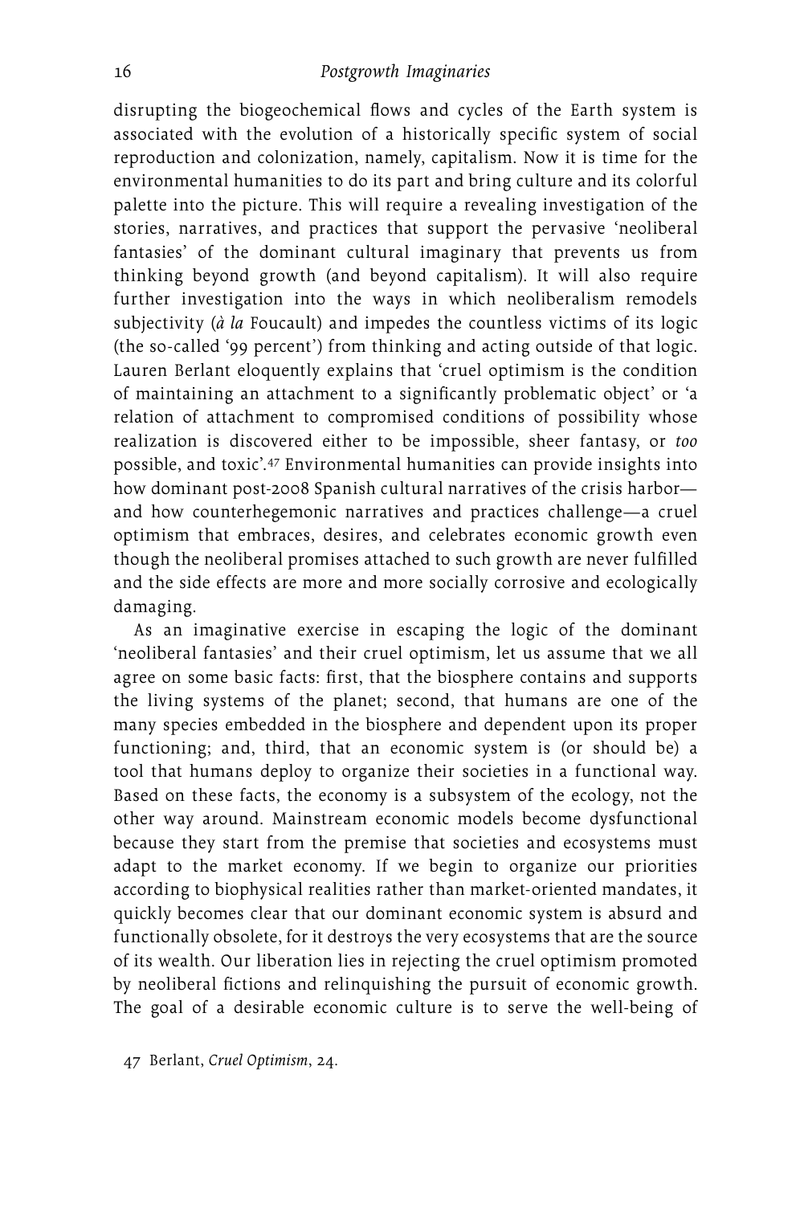disrupting the biogeochemical flows and cycles of the Earth system is associated with the evolution of a historically specific system of social reproduction and colonization, namely, capitalism. Now it is time for the environmental humanities to do its part and bring culture and its colorful palette into the picture. This will require a revealing investigation of the stories, narratives, and practices that support the pervasive 'neoliberal fantasies' of the dominant cultural imaginary that prevents us from thinking beyond growth (and beyond capitalism). It will also require further investigation into the ways in which neoliberalism remodels subjectivity (*à la* Foucault) and impedes the countless victims of its logic (the so-called '99 percent') from thinking and acting outside of that logic. Lauren Berlant eloquently explains that 'cruel optimism is the condition of maintaining an attachment to a significantly problematic object' or 'a relation of attachment to compromised conditions of possibility whose realization is discovered either to be impossible, sheer fantasy, or *too* possible, and toxic'.[47] Environmental humanities can provide insights into how dominant post-2008 Spanish cultural narratives of the crisis harbor—and how counterhegemonic narratives and practices challenge—a cruel optimism that embraces, desires, and celebrates economic growth even though the neoliberal promises attached to such growth are never fulfilled and the side effects are more and more socially corrosive and ecologically damaging.

As an imaginative exercise in escaping the logic of the dominant 'neoliberal fantasies' and their cruel optimism, let us assume that we all agree on some basic facts: first, that the biosphere contains and supports the living systems of the planet; second, that humans are one of the many species embedded in the biosphere and dependent upon its proper functioning; and, third, that an economic system is (or should be) a tool that humans deploy to organize their societies in a functional way. Based on these facts, the economy is a subsystem of the ecology, not the other way around. Mainstream economic models become dysfunctional because they start from the premise that societies and ecosystems must adapt to the market economy. If we begin to organize our priorities according to biophysical realities rather than market-oriented mandates, it quickly becomes clear that our dominant economic system is absurd and functionally obsolete, for it destroys the very ecosystems that are the source of its wealth. Our liberation lies in rejecting the cruel optimism promoted by neoliberal fictions and relinquishing the pursuit of economic growth. The goal of a desirable economic culture is to serve the well-being of

47 Berlant, *Cruel Optimism*, 24.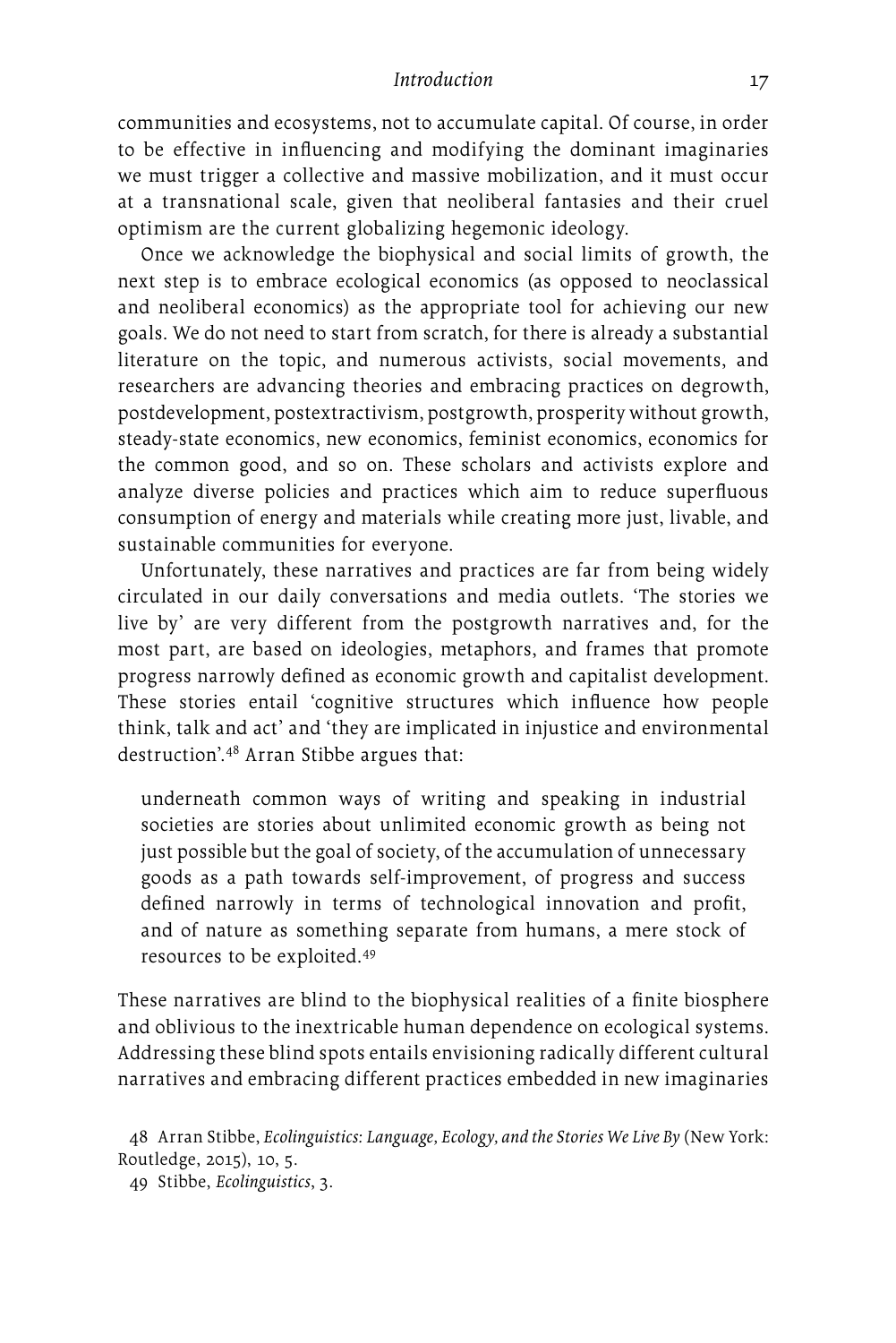communities and ecosystems, not to accumulate capital. Of course, in order to be effective in influencing and modifying the dominant imaginaries we must trigger a collective and massive mobilization, and it must occur at a transnational scale, given that neoliberal fantasies and their cruel optimism are the current globalizing hegemonic ideology.

Once we acknowledge the biophysical and social limits of growth, the next step is to embrace ecological economics (as opposed to neoclassical and neoliberal economics) as the appropriate tool for achieving our new goals. We do not need to start from scratch, for there is already a substantial literature on the topic, and numerous activists, social movements, and researchers are advancing theories and embracing practices on degrowth, postdevelopment, postextractivism, postgrowth, prosperity without growth, steady-state economics, new economics, feminist economics, economics for the common good, and so on. These scholars and activists explore and analyze diverse policies and practices which aim to reduce superfluous consumption of energy and materials while creating more just, livable, and sustainable communities for everyone.

Unfortunately, these narratives and practices are far from being widely circulated in our daily conversations and media outlets. 'The stories we live by' are very different from the postgrowth narratives and, for the most part, are based on ideologies, metaphors, and frames that promote progress narrowly defined as economic growth and capitalist development. These stories entail 'cognitive structures which influence how people think, talk and act' and 'they are implicated in injustice and environmental destruction'.[48] Arran Stibbe argues that:

> underneath common ways of writing and speaking in industrial societies are stories about unlimited economic growth as being not just possible but the goal of society, of the accumulation of unnecessary goods as a path towards self-improvement, of progress and success defined narrowly in terms of technological innovation and profit, and of nature as something separate from humans, a mere stock of resources to be exploited.[49]

These narratives are blind to the biophysical realities of a finite biosphere and oblivious to the inextricable human dependence on ecological systems. Addressing these blind spots entails envisioning radically different cultural narratives and embracing different practices embedded in new imaginaries

48 Arran Stibbe, *Ecolinguistics: Language, Ecology, and the Stories We Live By* (New York: Routledge, 2015), 10, 5.

49 Stibbe, *Ecolinguistics*, 3.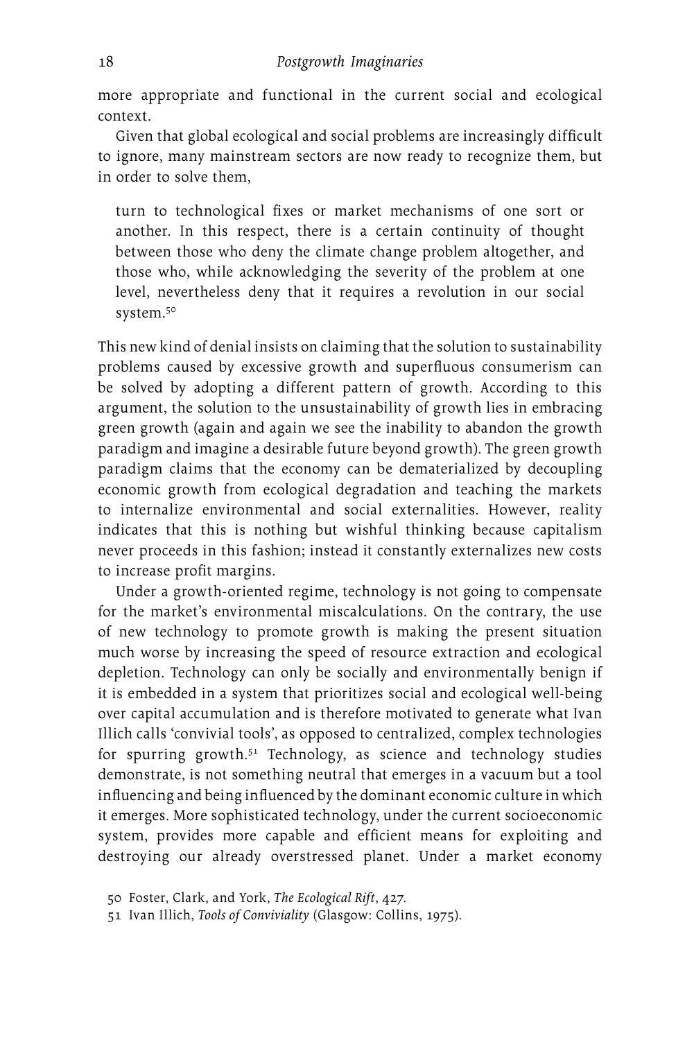more appropriate and functional in the current social and ecological context.

Given that global ecological and social problems are increasingly difficult to ignore, many mainstream sectors are now ready to recognize them, but in order to solve them,

> turn to technological fixes or market mechanisms of one sort or another. In this respect, there is a certain continuity of thought between those who deny the climate change problem altogether, and those who, while acknowledging the severity of the problem at one level, nevertheless deny that it requires a revolution in our social system.[50]

This new kind of denial insists on claiming that the solution to sustainability problems caused by excessive growth and superfluous consumerism can be solved by adopting a different pattern of growth. According to this argument, the solution to the unsustainability of growth lies in embracing green growth (again and again we see the inability to abandon the growth paradigm and imagine a desirable future beyond growth). The green growth paradigm claims that the economy can be dematerialized by decoupling economic growth from ecological degradation and teaching the markets to internalize environmental and social externalities. However, reality indicates that this is nothing but wishful thinking because capitalism never proceeds in this fashion; instead it constantly externalizes new costs to increase profit margins.

Under a growth-oriented regime, technology is not going to compensate for the market's environmental miscalculations. On the contrary, the use of new technology to promote growth is making the present situation much worse by increasing the speed of resource extraction and ecological depletion. Technology can only be socially and environmentally benign if it is embedded in a system that prioritizes social and ecological well-being over capital accumulation and is therefore motivated to generate what Ivan Illich calls 'convivial tools', as opposed to centralized, complex technologies for spurring growth.[51] Technology, as science and technology studies demonstrate, is not something neutral that emerges in a vacuum but a tool influencing and being influenced by the dominant economic culture in which it emerges. More sophisticated technology, under the current socioeconomic system, provides more capable and efficient means for exploiting and destroying our already overstressed planet. Under a market economy

50 Foster, Clark, and York, *The Ecological Rift*, 427.

51 Ivan Illich, *Tools of Conviviality* (Glasgow: Collins, 1975).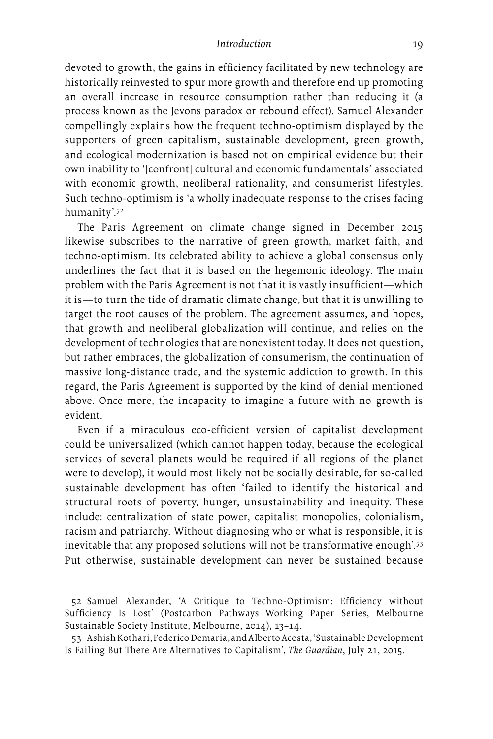devoted to growth, the gains in efficiency facilitated by new technology are historically reinvested to spur more growth and therefore end up promoting an overall increase in resource consumption rather than reducing it (a process known as the Jevons paradox or rebound effect). Samuel Alexander compellingly explains how the frequent techno-optimism displayed by the supporters of green capitalism, sustainable development, green growth, and ecological modernization is based not on empirical evidence but their own inability to '[confront] cultural and economic fundamentals' associated with economic growth, neoliberal rationality, and consumerist lifestyles. Such techno-optimism is 'a wholly inadequate response to the crises facing humanity'.[52]

The Paris Agreement on climate change signed in December 2015 likewise subscribes to the narrative of green growth, market faith, and techno-optimism. Its celebrated ability to achieve a global consensus only underlines the fact that it is based on the hegemonic ideology. The main problem with the Paris Agreement is not that it is vastly insufficient—which it is—to turn the tide of dramatic climate change, but that it is unwilling to target the root causes of the problem. The agreement assumes, and hopes, that growth and neoliberal globalization will continue, and relies on the development of technologies that are nonexistent today. It does not question, but rather embraces, the globalization of consumerism, the continuation of massive long-distance trade, and the systemic addiction to growth. In this regard, the Paris Agreement is supported by the kind of denial mentioned above. Once more, the incapacity to imagine a future with no growth is evident.

Even if a miraculous eco-efficient version of capitalist development could be universalized (which cannot happen today, because the ecological services of several planets would be required if all regions of the planet were to develop), it would most likely not be socially desirable, for so-called sustainable development has often 'failed to identify the historical and structural roots of poverty, hunger, unsustainability and inequity. These include: centralization of state power, capitalist monopolies, colonialism, racism and patriarchy. Without diagnosing who or what is responsible, it is inevitable that any proposed solutions will not be transformative enough'.[53] Put otherwise, sustainable development can never be sustained because

52 Samuel Alexander, 'A Critique to Techno-Optimism: Efficiency without Sufficiency Is Lost' (Postcarbon Pathways Working Paper Series, Melbourne Sustainable Society Institute, Melbourne, 2014), 13–14.

53 Ashish Kothari, Federico Demaria, and Alberto Acosta, 'Sustainable Development Is Failing But There Are Alternatives to Capitalism', *The Guardian*, July 21, 2015.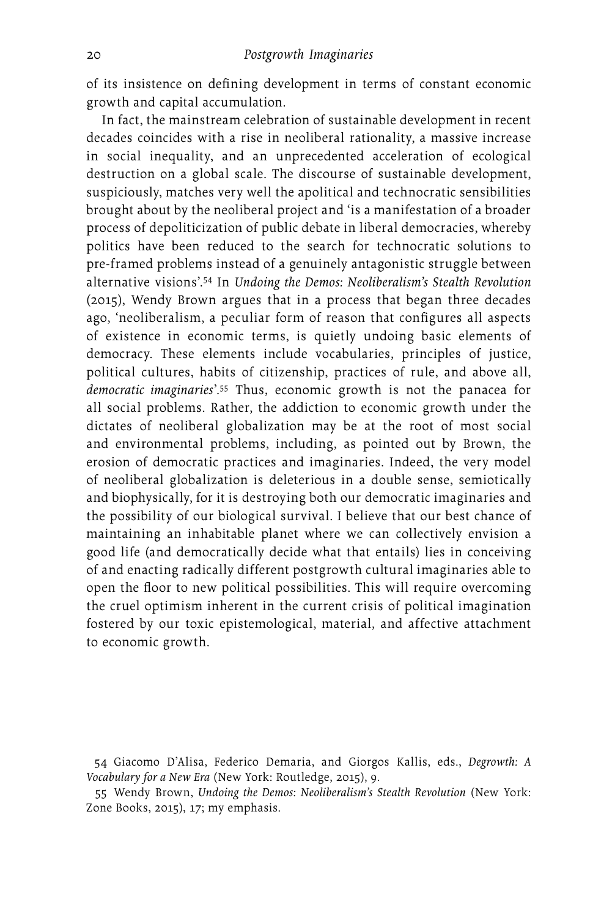of its insistence on defining development in terms of constant economic growth and capital accumulation.

In fact, the mainstream celebration of sustainable development in recent decades coincides with a rise in neoliberal rationality, a massive increase in social inequality, and an unprecedented acceleration of ecological destruction on a global scale. The discourse of sustainable development, suspiciously, matches very well the apolitical and technocratic sensibilities brought about by the neoliberal project and 'is a manifestation of a broader process of depoliticization of public debate in liberal democracies, whereby politics have been reduced to the search for technocratic solutions to pre-framed problems instead of a genuinely antagonistic struggle between alternative visions'.[54] In *Undoing the Demos: Neoliberalism's Stealth Revolution* (2015), Wendy Brown argues that in a process that began three decades ago, 'neoliberalism, a peculiar form of reason that configures all aspects of existence in economic terms, is quietly undoing basic elements of democracy. These elements include vocabularies, principles of justice, political cultures, habits of citizenship, practices of rule, and above all, *democratic imaginaries*'.[55] Thus, economic growth is not the panacea for all social problems. Rather, the addiction to economic growth under the dictates of neoliberal globalization may be at the root of most social and environmental problems, including, as pointed out by Brown, the erosion of democratic practices and imaginaries. Indeed, the very model of neoliberal globalization is deleterious in a double sense, semiotically and biophysically, for it is destroying both our democratic imaginaries and the possibility of our biological survival. I believe that our best chance of maintaining an inhabitable planet where we can collectively envision a good life (and democratically decide what that entails) lies in conceiving of and enacting radically different postgrowth cultural imaginaries able to open the floor to new political possibilities. This will require overcoming the cruel optimism inherent in the current crisis of political imagination fostered by our toxic epistemological, material, and affective attachment to economic growth.

54 Giacomo D'Alisa, Federico Demaria, and Giorgos Kallis, eds., *Degrowth: A Vocabulary for a New Era* (New York: Routledge, 2015), 9.

55 Wendy Brown, *Undoing the Demos: Neoliberalism's Stealth Revolution* (New York: Zone Books, 2015), 17; my emphasis.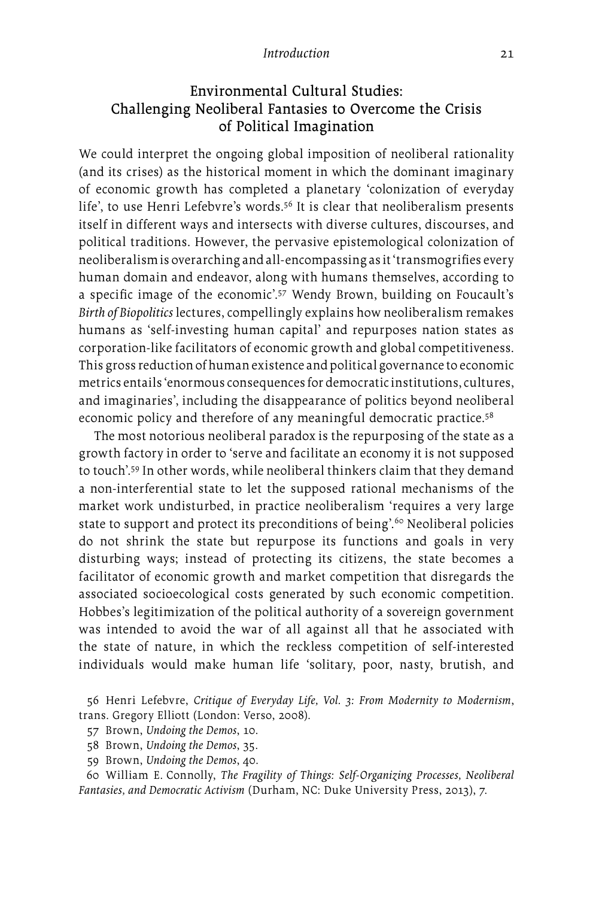## Environmental Cultural Studies: Challenging Neoliberal Fantasies to Overcome the Crisis of Political Imagination

We could interpret the ongoing global imposition of neoliberal rationality (and its crises) as the historical moment in which the dominant imaginary of economic growth has completed a planetary 'colonization of everyday life', to use Henri Lefebvre's words.[56] It is clear that neoliberalism presents itself in different ways and intersects with diverse cultures, discourses, and political traditions. However, the pervasive epistemological colonization of neoliberalism is overarching and all-encompassing as it 'transmogrifies every human domain and endeavor, along with humans themselves, according to a specific image of the economic'.[57] Wendy Brown, building on Foucault's *Birth of Biopolitics* lectures, compellingly explains how neoliberalism remakes humans as 'self-investing human capital' and repurposes nation states as corporation-like facilitators of economic growth and global competitiveness. This gross reduction of human existence and political governance to economic metrics entails 'enormous consequences for democratic institutions, cultures, and imaginaries', including the disappearance of politics beyond neoliberal economic policy and therefore of any meaningful democratic practice.[58]

The most notorious neoliberal paradox is the repurposing of the state as a growth factory in order to 'serve and facilitate an economy it is not supposed to touch'.[59] In other words, while neoliberal thinkers claim that they demand a non-interferential state to let the supposed rational mechanisms of the market work undisturbed, in practice neoliberalism 'requires a very large state to support and protect its preconditions of being'.[60] Neoliberal policies do not shrink the state but repurpose its functions and goals in very disturbing ways; instead of protecting its citizens, the state becomes a facilitator of economic growth and market competition that disregards the associated socioecological costs generated by such economic competition. Hobbes's legitimization of the political authority of a sovereign government was intended to avoid the war of all against all that he associated with the state of nature, in which the reckless competition of self-interested individuals would make human life 'solitary, poor, nasty, brutish, and

56 Henri Lefebvre, *Critique of Everyday Life, Vol. 3: From Modernity to Modernism*, trans. Gregory Elliott (London: Verso, 2008).

57 Brown, *Undoing the Demos*, 10.

58 Brown, *Undoing the Demos*, 35.

59 Brown, *Undoing the Demos*, 40.

60 William E. Connolly, *The Fragility of Things: Self-Organizing Processes, Neoliberal Fantasies, and Democratic Activism* (Durham, NC: Duke University Press, 2013), 7.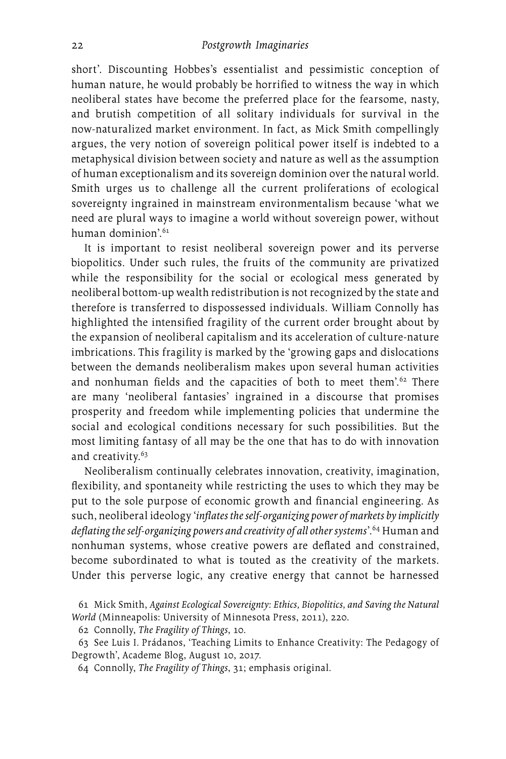short'. Discounting Hobbes's essentialist and pessimistic conception of human nature, he would probably be horrified to witness the way in which neoliberal states have become the preferred place for the fearsome, nasty, and brutish competition of all solitary individuals for survival in the now-naturalized market environment. In fact, as Mick Smith compellingly argues, the very notion of sovereign political power itself is indebted to a metaphysical division between society and nature as well as the assumption of human exceptionalism and its sovereign dominion over the natural world. Smith urges us to challenge all the current proliferations of ecological sovereignty ingrained in mainstream environmentalism because 'what we need are plural ways to imagine a world without sovereign power, without human dominion'.[61]

It is important to resist neoliberal sovereign power and its perverse biopolitics. Under such rules, the fruits of the community are privatized while the responsibility for the social or ecological mess generated by neoliberal bottom-up wealth redistribution is not recognized by the state and therefore is transferred to dispossessed individuals. William Connolly has highlighted the intensified fragility of the current order brought about by the expansion of neoliberal capitalism and its acceleration of culture-nature imbrications. This fragility is marked by the 'growing gaps and dislocations between the demands neoliberalism makes upon several human activities and nonhuman fields and the capacities of both to meet them'.[62] There are many 'neoliberal fantasies' ingrained in a discourse that promises prosperity and freedom while implementing policies that undermine the social and ecological conditions necessary for such possibilities. But the most limiting fantasy of all may be the one that has to do with innovation and creativity.[63]

Neoliberalism continually celebrates innovation, creativity, imagination, flexibility, and spontaneity while restricting the uses to which they may be put to the sole purpose of economic growth and financial engineering. As such, neoliberal ideology '*inflates the self-organizing power of markets by implicitly deflating the self-organizing powers and creativity of all other systems*'.[64] Human and nonhuman systems, whose creative powers are deflated and constrained, become subordinated to what is touted as the creativity of the markets. Under this perverse logic, any creative energy that cannot be harnessed

61 Mick Smith, *Against Ecological Sovereignty: Ethics, Biopolitics, and Saving the Natural World* (Minneapolis: University of Minnesota Press, 2011), 220.

62 Connolly, *The Fragility of Things*, 10.

63 See Luis I. Prádanos, 'Teaching Limits to Enhance Creativity: The Pedagogy of Degrowth', Academe Blog, August 10, 2017.

64 Connolly, *The Fragility of Things*, 31; emphasis original.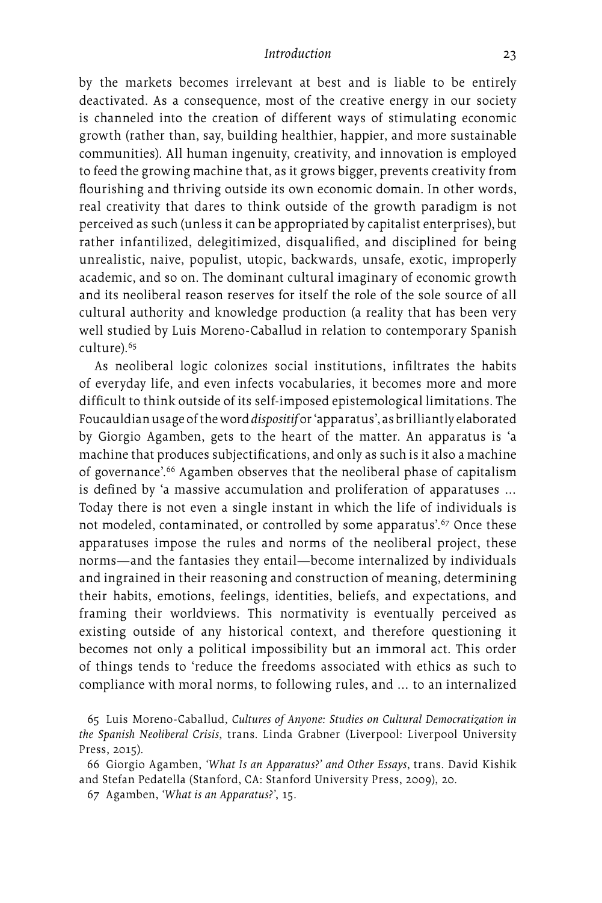by the markets becomes irrelevant at best and is liable to be entirely deactivated. As a consequence, most of the creative energy in our society is channeled into the creation of different ways of stimulating economic growth (rather than, say, building healthier, happier, and more sustainable communities). All human ingenuity, creativity, and innovation is employed to feed the growing machine that, as it grows bigger, prevents creativity from flourishing and thriving outside its own economic domain. In other words, real creativity that dares to think outside of the growth paradigm is not perceived as such (unless it can be appropriated by capitalist enterprises), but rather infantilized, delegitimized, disqualified, and disciplined for being unrealistic, naive, populist, utopic, backwards, unsafe, exotic, improperly academic, and so on. The dominant cultural imaginary of economic growth and its neoliberal reason reserves for itself the role of the sole source of all cultural authority and knowledge production (a reality that has been very well studied by Luis Moreno-Caballud in relation to contemporary Spanish culture).[65]

As neoliberal logic colonizes social institutions, infiltrates the habits of everyday life, and even infects vocabularies, it becomes more and more difficult to think outside of its self-imposed epistemological limitations. The Foucauldian usage of the word *dispositif* or 'apparatus', as brilliantly elaborated by Giorgio Agamben, gets to the heart of the matter. An apparatus is 'a machine that produces subjectifications, and only as such is it also a machine of governance'.[66] Agamben observes that the neoliberal phase of capitalism is defined by 'a massive accumulation and proliferation of apparatuses ... Today there is not even a single instant in which the life of individuals is not modeled, contaminated, or controlled by some apparatus'.[67] Once these apparatuses impose the rules and norms of the neoliberal project, these norms—and the fantasies they entail—become internalized by individuals and ingrained in their reasoning and construction of meaning, determining their habits, emotions, feelings, identities, beliefs, and expectations, and framing their worldviews. This normativity is eventually perceived as existing outside of any historical context, and therefore questioning it becomes not only a political impossibility but an immoral act. This order of things tends to 'reduce the freedoms associated with ethics as such to compliance with moral norms, to following rules, and ... to an internalized

65 Luis Moreno-Caballud, *Cultures of Anyone: Studies on Cultural Democratization in the Spanish Neoliberal Crisis*, trans. Linda Grabner (Liverpool: Liverpool University Press, 2015).

66 Giorgio Agamben, *'What Is an Apparatus?' and Other Essays*, trans. David Kishik and Stefan Pedatella (Stanford, CA: Stanford University Press, 2009), 20.

67 Agamben, *'What is an Apparatus?'*, 15.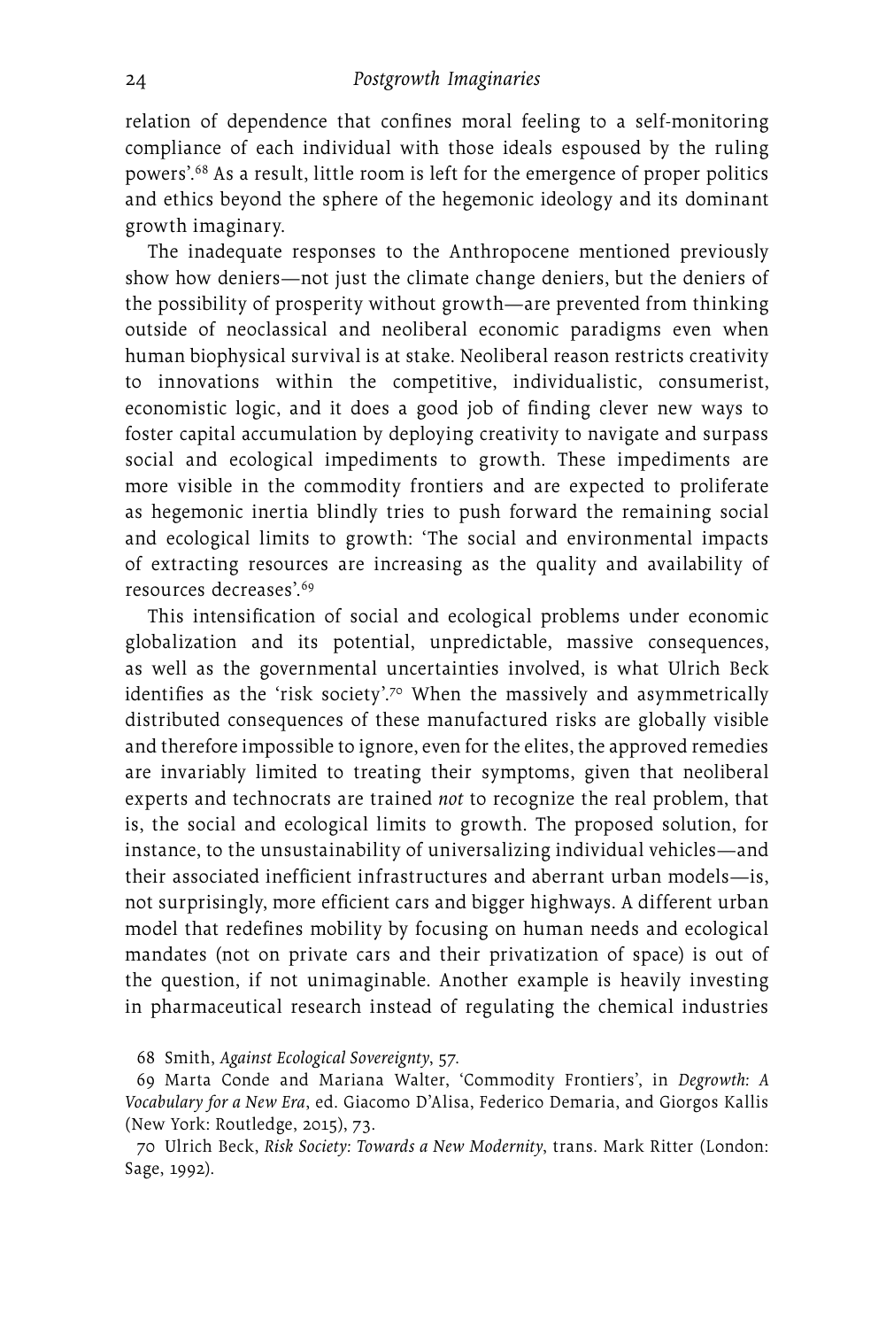relation of dependence that confines moral feeling to a self-monitoring compliance of each individual with those ideals espoused by the ruling powers'.[68] As a result, little room is left for the emergence of proper politics and ethics beyond the sphere of the hegemonic ideology and its dominant growth imaginary.

The inadequate responses to the Anthropocene mentioned previously show how deniers—not just the climate change deniers, but the deniers of the possibility of prosperity without growth—are prevented from thinking outside of neoclassical and neoliberal economic paradigms even when human biophysical survival is at stake. Neoliberal reason restricts creativity to innovations within the competitive, individualistic, consumerist, economistic logic, and it does a good job of finding clever new ways to foster capital accumulation by deploying creativity to navigate and surpass social and ecological impediments to growth. These impediments are more visible in the commodity frontiers and are expected to proliferate as hegemonic inertia blindly tries to push forward the remaining social and ecological limits to growth: 'The social and environmental impacts of extracting resources are increasing as the quality and availability of resources decreases'.[69]

This intensification of social and ecological problems under economic globalization and its potential, unpredictable, massive consequences, as well as the governmental uncertainties involved, is what Ulrich Beck identifies as the 'risk society'.[70] When the massively and asymmetrically distributed consequences of these manufactured risks are globally visible and therefore impossible to ignore, even for the elites, the approved remedies are invariably limited to treating their symptoms, given that neoliberal experts and technocrats are trained *not* to recognize the real problem, that is, the social and ecological limits to growth. The proposed solution, for instance, to the unsustainability of universalizing individual vehicles—and their associated inefficient infrastructures and aberrant urban models—is, not surprisingly, more efficient cars and bigger highways. A different urban model that redefines mobility by focusing on human needs and ecological mandates (not on private cars and their privatization of space) is out of the question, if not unimaginable. Another example is heavily investing in pharmaceutical research instead of regulating the chemical industries

68 Smith, *Against Ecological Sovereignty*, 57.

69 Marta Conde and Mariana Walter, 'Commodity Frontiers', in *Degrowth: A Vocabulary for a New Era*, ed. Giacomo D'Alisa, Federico Demaria, and Giorgos Kallis (New York: Routledge, 2015), 73.

70 Ulrich Beck, *Risk Society: Towards a New Modernity*, trans. Mark Ritter (London: Sage, 1992).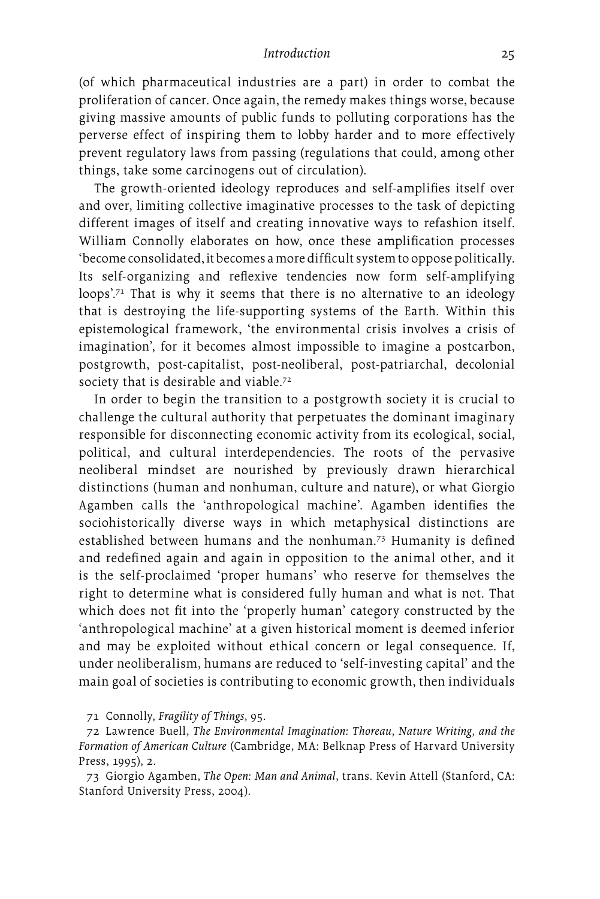(of which pharmaceutical industries are a part) in order to combat the proliferation of cancer. Once again, the remedy makes things worse, because giving massive amounts of public funds to polluting corporations has the perverse effect of inspiring them to lobby harder and to more effectively prevent regulatory laws from passing (regulations that could, among other things, take some carcinogens out of circulation).

The growth-oriented ideology reproduces and self-amplifies itself over and over, limiting collective imaginative processes to the task of depicting different images of itself and creating innovative ways to refashion itself. William Connolly elaborates on how, once these amplification processes 'become consolidated, it becomes a more difficult system to oppose politically. Its self-organizing and reflexive tendencies now form self-amplifying loops'.[71] That is why it seems that there is no alternative to an ideology that is destroying the life-supporting systems of the Earth. Within this epistemological framework, 'the environmental crisis involves a crisis of imagination', for it becomes almost impossible to imagine a postcarbon, postgrowth, post-capitalist, post-neoliberal, post-patriarchal, decolonial society that is desirable and viable.[72]

In order to begin the transition to a postgrowth society it is crucial to challenge the cultural authority that perpetuates the dominant imaginary responsible for disconnecting economic activity from its ecological, social, political, and cultural interdependencies. The roots of the pervasive neoliberal mindset are nourished by previously drawn hierarchical distinctions (human and nonhuman, culture and nature), or what Giorgio Agamben calls the 'anthropological machine'. Agamben identifies the sociohistorically diverse ways in which metaphysical distinctions are established between humans and the nonhuman.[73] Humanity is defined and redefined again and again in opposition to the animal other, and it is the self-proclaimed 'proper humans' who reserve for themselves the right to determine what is considered fully human and what is not. That which does not fit into the 'properly human' category constructed by the 'anthropological machine' at a given historical moment is deemed inferior and may be exploited without ethical concern or legal consequence. If, under neoliberalism, humans are reduced to 'self-investing capital' and the main goal of societies is contributing to economic growth, then individuals

71 Connolly, *Fragility of Things*, 95.

72 Lawrence Buell, *The Environmental Imagination: Thoreau, Nature Writing, and the Formation of American Culture* (Cambridge, MA: Belknap Press of Harvard University Press, 1995), 2.

73 Giorgio Agamben, *The Open: Man and Animal*, trans. Kevin Attell (Stanford, CA: Stanford University Press, 2004).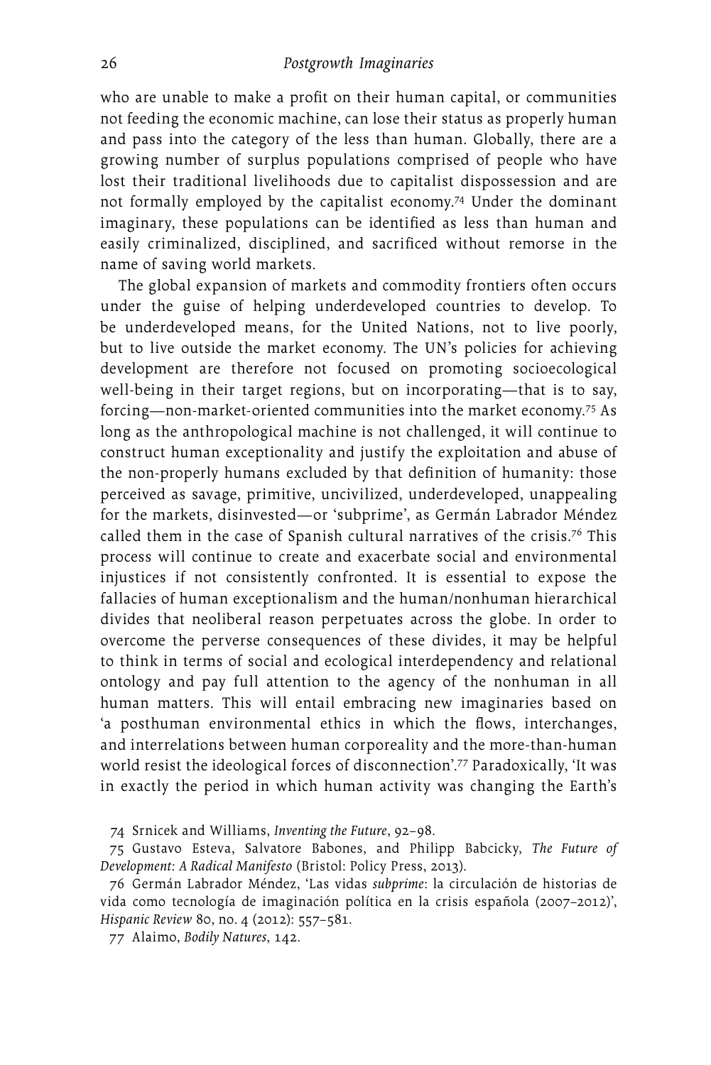who are unable to make a profit on their human capital, or communities not feeding the economic machine, can lose their status as properly human and pass into the category of the less than human. Globally, there are a growing number of surplus populations comprised of people who have lost their traditional livelihoods due to capitalist dispossession and are not formally employed by the capitalist economy.[74] Under the dominant imaginary, these populations can be identified as less than human and easily criminalized, disciplined, and sacrificed without remorse in the name of saving world markets.

The global expansion of markets and commodity frontiers often occurs under the guise of helping underdeveloped countries to develop. To be underdeveloped means, for the United Nations, not to live poorly, but to live outside the market economy. The UN's policies for achieving development are therefore not focused on promoting socioecological well-being in their target regions, but on incorporating—that is to say, forcing—non-market-oriented communities into the market economy.[75] As long as the anthropological machine is not challenged, it will continue to construct human exceptionality and justify the exploitation and abuse of the non-properly humans excluded by that definition of humanity: those perceived as savage, primitive, uncivilized, underdeveloped, unappealing for the markets, disinvested—or 'subprime', as Germán Labrador Méndez called them in the case of Spanish cultural narratives of the crisis.[76] This process will continue to create and exacerbate social and environmental injustices if not consistently confronted. It is essential to expose the fallacies of human exceptionalism and the human/nonhuman hierarchical divides that neoliberal reason perpetuates across the globe. In order to overcome the perverse consequences of these divides, it may be helpful to think in terms of social and ecological interdependency and relational ontology and pay full attention to the agency of the nonhuman in all human matters. This will entail embracing new imaginaries based on 'a posthuman environmental ethics in which the flows, interchanges, and interrelations between human corporeality and the more-than-human world resist the ideological forces of disconnection'.[77] Paradoxically, 'It was in exactly the period in which human activity was changing the Earth's

74 Srnicek and Williams, *Inventing the Future*, 92–98.

75 Gustavo Esteva, Salvatore Babones, and Philipp Babcicky, *The Future of Development: A Radical Manifesto* (Bristol: Policy Press, 2013).

76 Germán Labrador Méndez, 'Las vidas *subprime*: la circulación de historias de vida como tecnología de imaginación política en la crisis española (2007–2012)', *Hispanic Review* 80, no. 4 (2012): 557–581.

77 Alaimo, *Bodily Natures*, 142.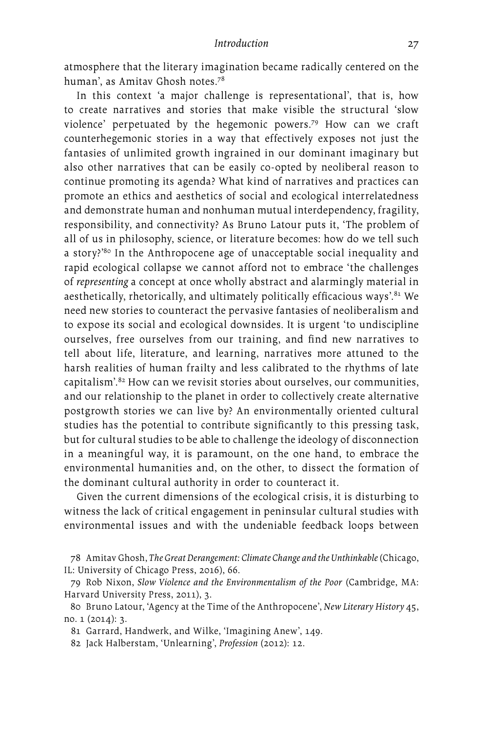atmosphere that the literary imagination became radically centered on the human', as Amitav Ghosh notes.[78]

In this context 'a major challenge is representational', that is, how to create narratives and stories that make visible the structural 'slow violence' perpetuated by the hegemonic powers.[79] How can we craft counterhegemonic stories in a way that effectively exposes not just the fantasies of unlimited growth ingrained in our dominant imaginary but also other narratives that can be easily co-opted by neoliberal reason to continue promoting its agenda? What kind of narratives and practices can promote an ethics and aesthetics of social and ecological interrelatedness and demonstrate human and nonhuman mutual interdependency, fragility, responsibility, and connectivity? As Bruno Latour puts it, 'The problem of all of us in philosophy, science, or literature becomes: how do we tell such a story?'[80] In the Anthropocene age of unacceptable social inequality and rapid ecological collapse we cannot afford not to embrace 'the challenges of *representing* a concept at once wholly abstract and alarmingly material in aesthetically, rhetorically, and ultimately politically efficacious ways'.[81] We need new stories to counteract the pervasive fantasies of neoliberalism and to expose its social and ecological downsides. It is urgent 'to undiscipline ourselves, free ourselves from our training, and find new narratives to tell about life, literature, and learning, narratives more attuned to the harsh realities of human frailty and less calibrated to the rhythms of late capitalism'.[82] How can we revisit stories about ourselves, our communities, and our relationship to the planet in order to collectively create alternative postgrowth stories we can live by? An environmentally oriented cultural studies has the potential to contribute significantly to this pressing task, but for cultural studies to be able to challenge the ideology of disconnection in a meaningful way, it is paramount, on the one hand, to embrace the environmental humanities and, on the other, to dissect the formation of the dominant cultural authority in order to counteract it.

Given the current dimensions of the ecological crisis, it is disturbing to witness the lack of critical engagement in peninsular cultural studies with environmental issues and with the undeniable feedback loops between

78 Amitav Ghosh, *The Great Derangement: Climate Change and the Unthinkable* (Chicago, IL: University of Chicago Press, 2016), 66.

79 Rob Nixon, *Slow Violence and the Environmentalism of the Poor* (Cambridge, MA: Harvard University Press, 2011), 3.

80 Bruno Latour, 'Agency at the Time of the Anthropocene', *New Literary History* 45, no. 1 (2014): 3.

81 Garrard, Handwerk, and Wilke, 'Imagining Anew', 149.

82 Jack Halberstam, 'Unlearning', *Profession* (2012): 12.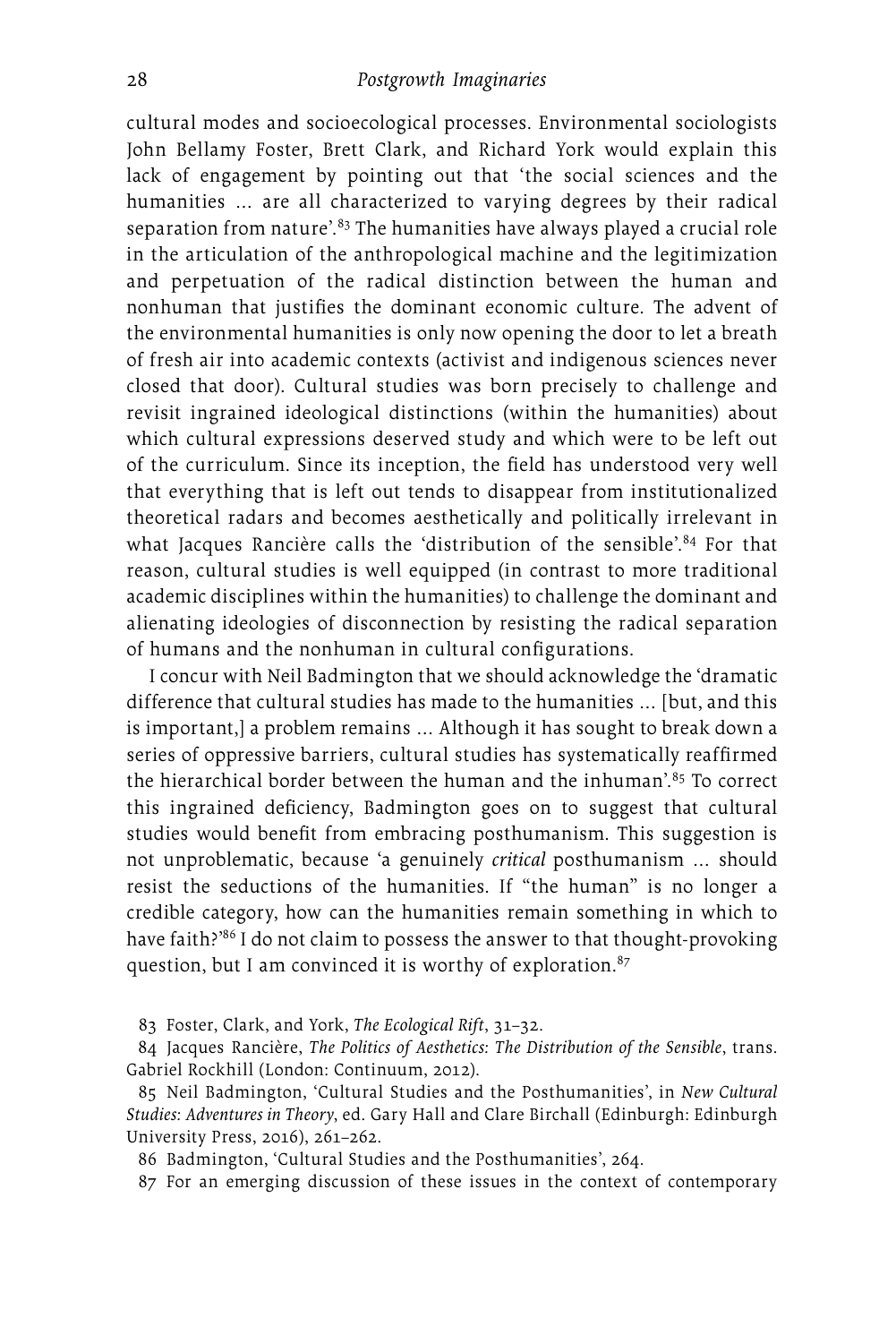cultural modes and socioecological processes. Environmental sociologists John Bellamy Foster, Brett Clark, and Richard York would explain this lack of engagement by pointing out that 'the social sciences and the humanities … are all characterized to varying degrees by their radical separation from nature'.[83] The humanities have always played a crucial role in the articulation of the anthropological machine and the legitimization and perpetuation of the radical distinction between the human and nonhuman that justifies the dominant economic culture. The advent of the environmental humanities is only now opening the door to let a breath of fresh air into academic contexts (activist and indigenous sciences never closed that door). Cultural studies was born precisely to challenge and revisit ingrained ideological distinctions (within the humanities) about which cultural expressions deserved study and which were to be left out of the curriculum. Since its inception, the field has understood very well that everything that is left out tends to disappear from institutionalized theoretical radars and becomes aesthetically and politically irrelevant in what Jacques Rancière calls the 'distribution of the sensible'.[84] For that reason, cultural studies is well equipped (in contrast to more traditional academic disciplines within the humanities) to challenge the dominant and alienating ideologies of disconnection by resisting the radical separation of humans and the nonhuman in cultural configurations.

I concur with Neil Badmington that we should acknowledge the 'dramatic difference that cultural studies has made to the humanities … [but, and this is important,] a problem remains … Although it has sought to break down a series of oppressive barriers, cultural studies has systematically reaffirmed the hierarchical border between the human and the inhuman'.[85] To correct this ingrained deficiency, Badmington goes on to suggest that cultural studies would benefit from embracing posthumanism. This suggestion is not unproblematic, because 'a genuinely *critical* posthumanism … should resist the seductions of the humanities. If "the human" is no longer a credible category, how can the humanities remain something in which to have faith?'[86] I do not claim to possess the answer to that thought-provoking question, but I am convinced it is worthy of exploration.[87]

83 Foster, Clark, and York, *The Ecological Rift*, 31–32.

84 Jacques Rancière, *The Politics of Aesthetics: The Distribution of the Sensible*, trans. Gabriel Rockhill (London: Continuum, 2012).

85 Neil Badmington, 'Cultural Studies and the Posthumanities', in *New Cultural Studies: Adventures in Theory*, ed. Gary Hall and Clare Birchall (Edinburgh: Edinburgh University Press, 2016), 261–262.

86 Badmington, 'Cultural Studies and the Posthumanities', 264.

87 For an emerging discussion of these issues in the context of contemporary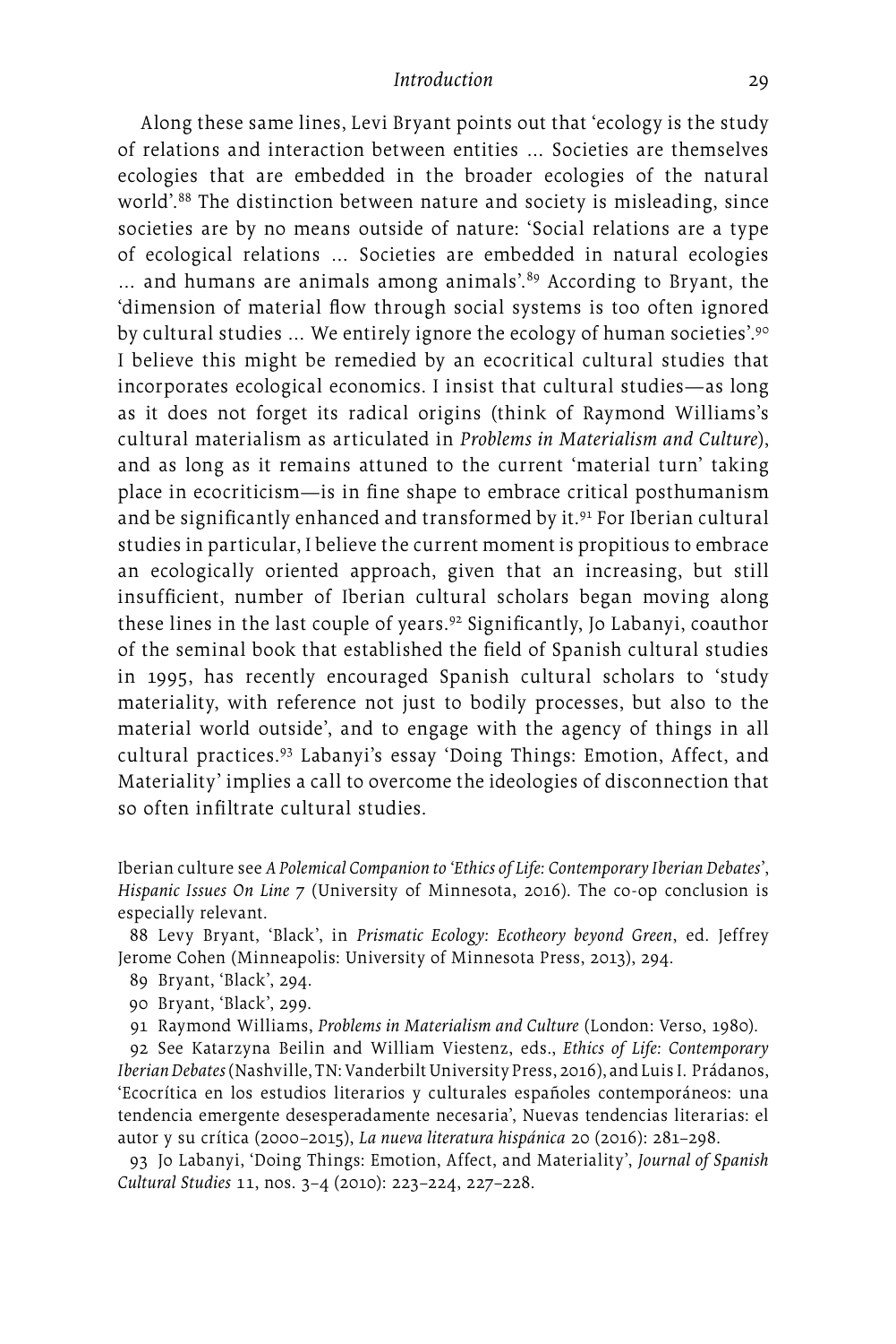Along these same lines, Levi Bryant points out that 'ecology is the study of relations and interaction between entities ... Societies are themselves ecologies that are embedded in the broader ecologies of the natural world'.[88] The distinction between nature and society is misleading, since societies are by no means outside of nature: 'Social relations are a type of ecological relations ... Societies are embedded in natural ecologies ... and humans are animals among animals'.[89] According to Bryant, the 'dimension of material flow through social systems is too often ignored by cultural studies ... We entirely ignore the ecology of human societies'.[90] I believe this might be remedied by an ecocritical cultural studies that incorporates ecological economics. I insist that cultural studies—as long as it does not forget its radical origins (think of Raymond Williams's cultural materialism as articulated in *Problems in Materialism and Culture*), and as long as it remains attuned to the current 'material turn' taking place in ecocriticism—is in fine shape to embrace critical posthumanism and be significantly enhanced and transformed by it.[91] For Iberian cultural studies in particular, I believe the current moment is propitious to embrace an ecologically oriented approach, given that an increasing, but still insufficient, number of Iberian cultural scholars began moving along these lines in the last couple of years.[92] Significantly, Jo Labanyi, coauthor of the seminal book that established the field of Spanish cultural studies in 1995, has recently encouraged Spanish cultural scholars to 'study materiality, with reference not just to bodily processes, but also to the material world outside', and to engage with the agency of things in all cultural practices.[93] Labanyi's essay 'Doing Things: Emotion, Affect, and Materiality' implies a call to overcome the ideologies of disconnection that so often infiltrate cultural studies.

Iberian culture see *A Polemical Companion to 'Ethics of Life: Contemporary Iberian Debates'*, *Hispanic Issues On Line* 7 (University of Minnesota, 2016). The co-op conclusion is especially relevant.

88 Levy Bryant, 'Black', in *Prismatic Ecology: Ecotheory beyond Green*, ed. Jeffrey Jerome Cohen (Minneapolis: University of Minnesota Press, 2013), 294.

89 Bryant, 'Black', 294.

90 Bryant, 'Black', 299.

91 Raymond Williams, *Problems in Materialism and Culture* (London: Verso, 1980).

92 See Katarzyna Beilin and William Viestenz, eds., *Ethics of Life: Contemporary Iberian Debates* (Nashville, TN: Vanderbilt University Press, 2016), and Luis I. Prádanos, 'Ecocrítica en los estudios literarios y culturales españoles contemporáneos: una tendencia emergente desesperadamente necesaria', Nuevas tendencias literarias: el autor y su crítica (2000–2015), *La nueva literatura hispánica* 20 (2016): 281–298.

93 Jo Labanyi, 'Doing Things: Emotion, Affect, and Materiality', *Journal of Spanish Cultural Studies* 11, nos. 3–4 (2010): 223–224, 227–228.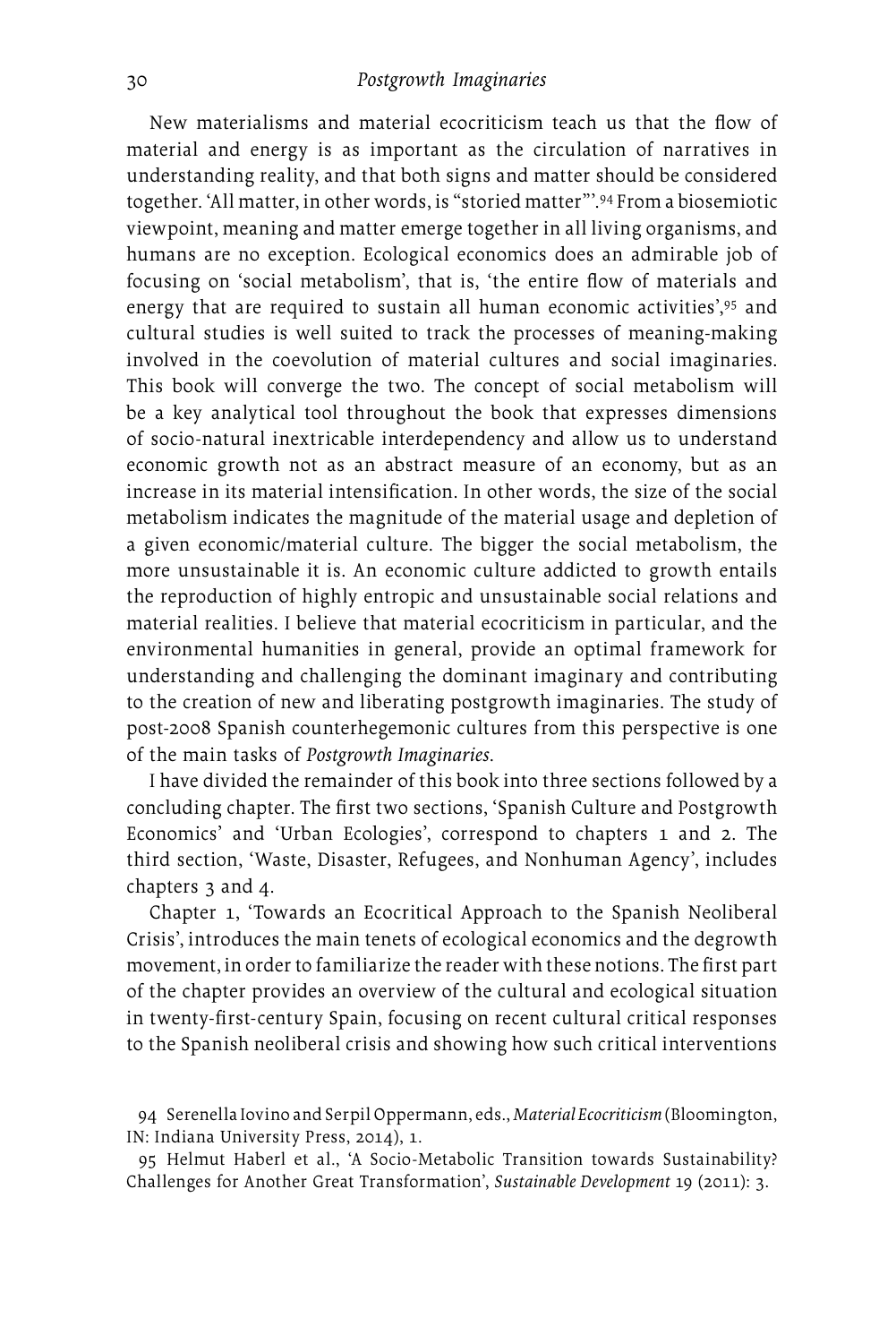New materialisms and material ecocriticism teach us that the flow of material and energy is as important as the circulation of narratives in understanding reality, and that both signs and matter should be considered together. 'All matter, in other words, is "storied matter"'.[94] From a biosemiotic viewpoint, meaning and matter emerge together in all living organisms, and humans are no exception. Ecological economics does an admirable job of focusing on 'social metabolism', that is, 'the entire flow of materials and energy that are required to sustain all human economic activities',[95] and cultural studies is well suited to track the processes of meaning-making involved in the coevolution of material cultures and social imaginaries. This book will converge the two. The concept of social metabolism will be a key analytical tool throughout the book that expresses dimensions of socio-natural inextricable interdependency and allow us to understand economic growth not as an abstract measure of an economy, but as an increase in its material intensification. In other words, the size of the social metabolism indicates the magnitude of the material usage and depletion of a given economic/material culture. The bigger the social metabolism, the more unsustainable it is. An economic culture addicted to growth entails the reproduction of highly entropic and unsustainable social relations and material realities. I believe that material ecocriticism in particular, and the environmental humanities in general, provide an optimal framework for understanding and challenging the dominant imaginary and contributing to the creation of new and liberating postgrowth imaginaries. The study of post-2008 Spanish counterhegemonic cultures from this perspective is one of the main tasks of *Postgrowth Imaginaries*.

I have divided the remainder of this book into three sections followed by a concluding chapter. The first two sections, 'Spanish Culture and Postgrowth Economics' and 'Urban Ecologies', correspond to chapters 1 and 2. The third section, 'Waste, Disaster, Refugees, and Nonhuman Agency', includes chapters 3 and 4.

Chapter 1, 'Towards an Ecocritical Approach to the Spanish Neoliberal Crisis', introduces the main tenets of ecological economics and the degrowth movement, in order to familiarize the reader with these notions. The first part of the chapter provides an overview of the cultural and ecological situation in twenty-first-century Spain, focusing on recent cultural critical responses to the Spanish neoliberal crisis and showing how such critical interventions

94 Serenella Iovino and Serpil Oppermann, eds., *Material Ecocriticism* (Bloomington, IN: Indiana University Press, 2014), 1.

95 Helmut Haberl et al., 'A Socio-Metabolic Transition towards Sustainability? Challenges for Another Great Transformation', *Sustainable Development* 19 (2011): 3.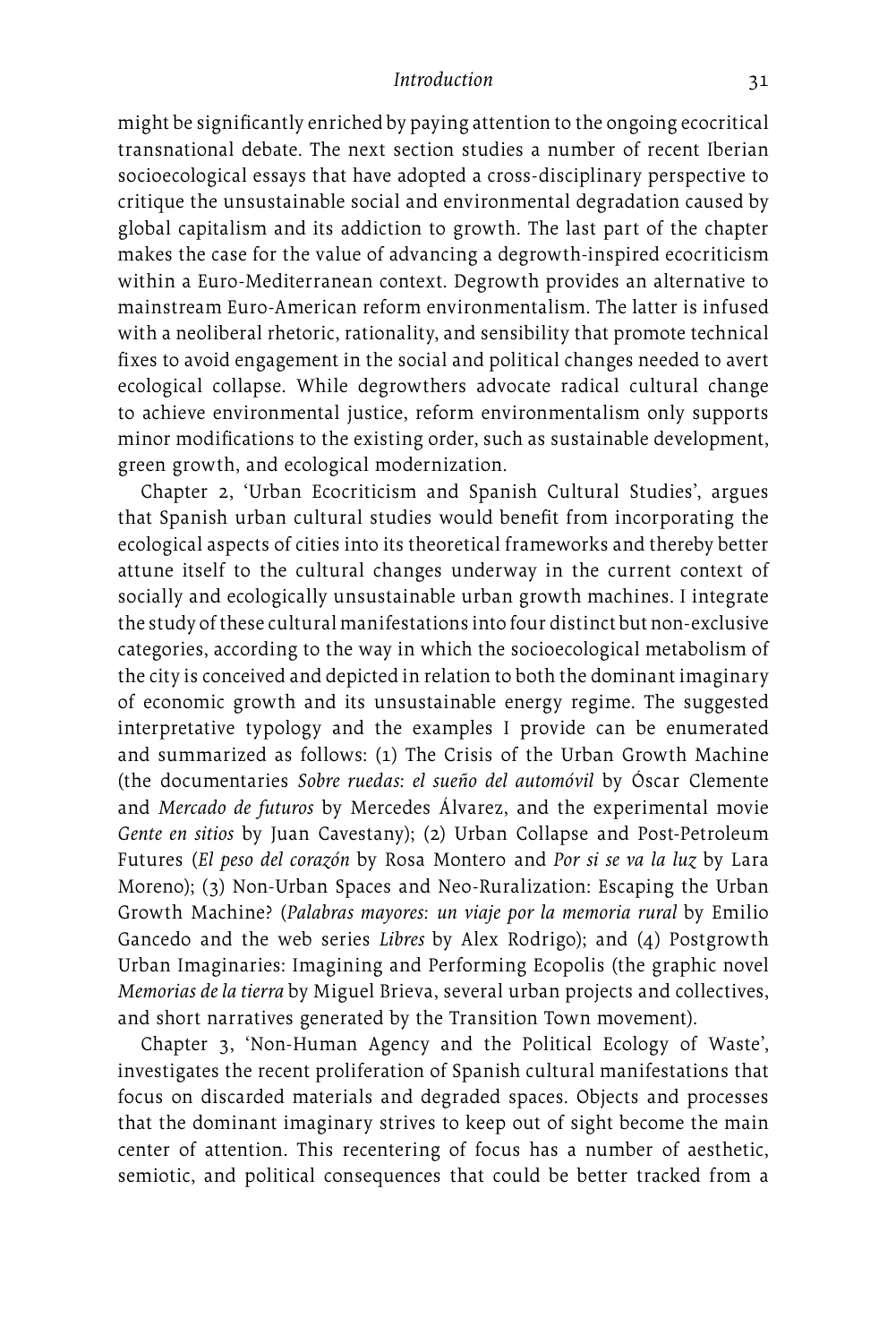might be significantly enriched by paying attention to the ongoing ecocritical transnational debate. The next section studies a number of recent Iberian socioecological essays that have adopted a cross-disciplinary perspective to critique the unsustainable social and environmental degradation caused by global capitalism and its addiction to growth. The last part of the chapter makes the case for the value of advancing a degrowth-inspired ecocriticism within a Euro-Mediterranean context. Degrowth provides an alternative to mainstream Euro-American reform environmentalism. The latter is infused with a neoliberal rhetoric, rationality, and sensibility that promote technical fixes to avoid engagement in the social and political changes needed to avert ecological collapse. While degrowthers advocate radical cultural change to achieve environmental justice, reform environmentalism only supports minor modifications to the existing order, such as sustainable development, green growth, and ecological modernization.

Chapter 2, 'Urban Ecocriticism and Spanish Cultural Studies', argues that Spanish urban cultural studies would benefit from incorporating the ecological aspects of cities into its theoretical frameworks and thereby better attune itself to the cultural changes underway in the current context of socially and ecologically unsustainable urban growth machines. I integrate the study of these cultural manifestations into four distinct but non-exclusive categories, according to the way in which the socioecological metabolism of the city is conceived and depicted in relation to both the dominant imaginary of economic growth and its unsustainable energy regime. The suggested interpretative typology and the examples I provide can be enumerated and summarized as follows: (1) The Crisis of the Urban Growth Machine (the documentaries *Sobre ruedas: el sueño del automóvil* by Óscar Clemente and *Mercado de futuros* by Mercedes Álvarez, and the experimental movie *Gente en sitios* by Juan Cavestany); (2) Urban Collapse and Post-Petroleum Futures (*El peso del corazón* by Rosa Montero and *Por si se va la luz* by Lara Moreno); (3) Non-Urban Spaces and Neo-Ruralization: Escaping the Urban Growth Machine? (*Palabras mayores: un viaje por la memoria rural* by Emilio Gancedo and the web series *Libres* by Alex Rodrigo); and (4) Postgrowth Urban Imaginaries: Imagining and Performing Ecopolis (the graphic novel *Memorias de la tierra* by Miguel Brieva, several urban projects and collectives, and short narratives generated by the Transition Town movement).

Chapter 3, 'Non-Human Agency and the Political Ecology of Waste', investigates the recent proliferation of Spanish cultural manifestations that focus on discarded materials and degraded spaces. Objects and processes that the dominant imaginary strives to keep out of sight become the main center of attention. This recentering of focus has a number of aesthetic, semiotic, and political consequences that could be better tracked from a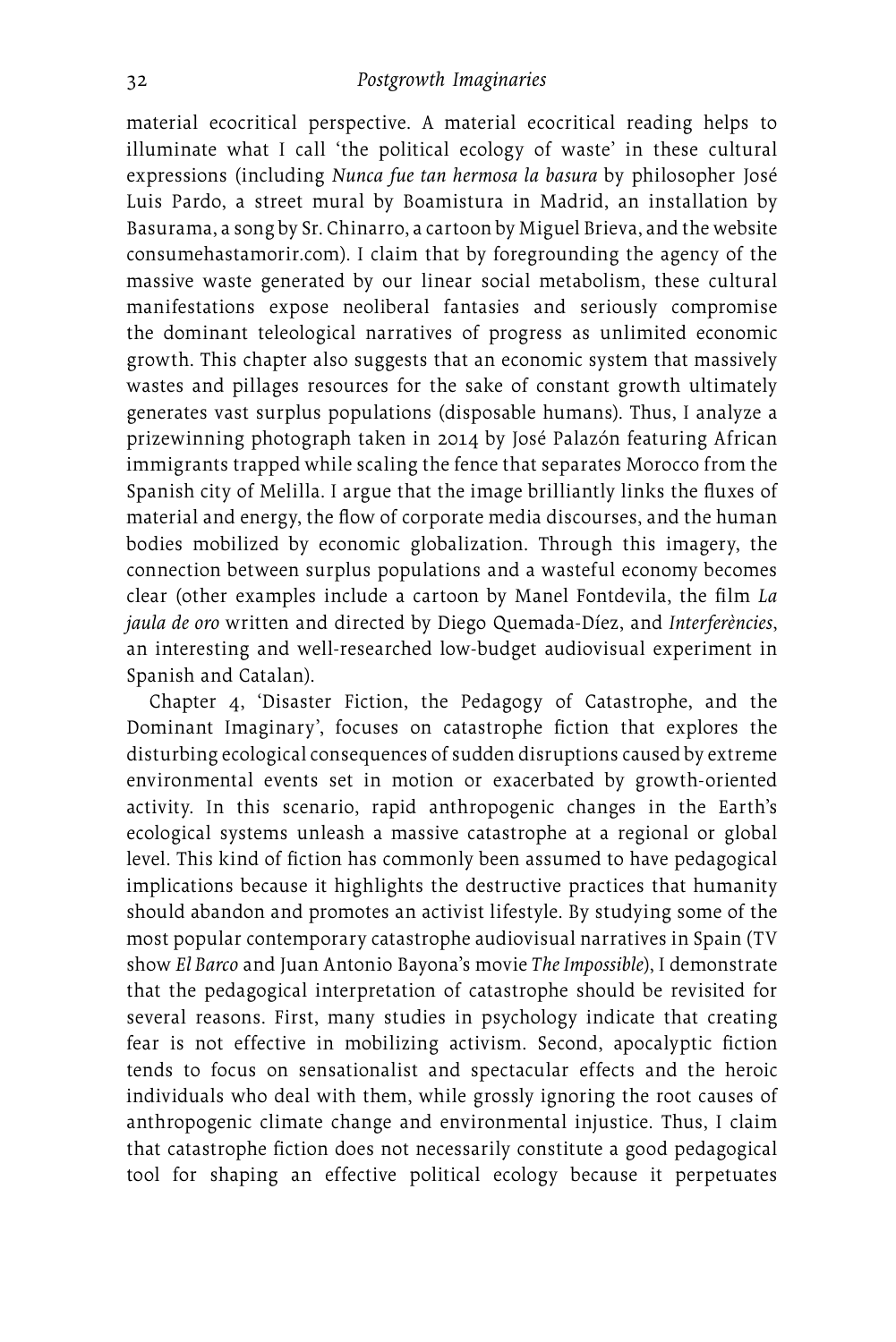material ecocritical perspective. A material ecocritical reading helps to illuminate what I call 'the political ecology of waste' in these cultural expressions (including *Nunca fue tan hermosa la basura* by philosopher José Luis Pardo, a street mural by Boamistura in Madrid, an installation by Basurama, a song by Sr. Chinarro, a cartoon by Miguel Brieva, and the website consumehastamorir.com). I claim that by foregrounding the agency of the massive waste generated by our linear social metabolism, these cultural manifestations expose neoliberal fantasies and seriously compromise the dominant teleological narratives of progress as unlimited economic growth. This chapter also suggests that an economic system that massively wastes and pillages resources for the sake of constant growth ultimately generates vast surplus populations (disposable humans). Thus, I analyze a prizewinning photograph taken in 2014 by José Palazón featuring African immigrants trapped while scaling the fence that separates Morocco from the Spanish city of Melilla. I argue that the image brilliantly links the fluxes of material and energy, the flow of corporate media discourses, and the human bodies mobilized by economic globalization. Through this imagery, the connection between surplus populations and a wasteful economy becomes clear (other examples include a cartoon by Manel Fontdevila, the film *La jaula de oro* written and directed by Diego Quemada-Díez, and *Interferències*, an interesting and well-researched low-budget audiovisual experiment in Spanish and Catalan).

Chapter 4, 'Disaster Fiction, the Pedagogy of Catastrophe, and the Dominant Imaginary', focuses on catastrophe fiction that explores the disturbing ecological consequences of sudden disruptions caused by extreme environmental events set in motion or exacerbated by growth-oriented activity. In this scenario, rapid anthropogenic changes in the Earth's ecological systems unleash a massive catastrophe at a regional or global level. This kind of fiction has commonly been assumed to have pedagogical implications because it highlights the destructive practices that humanity should abandon and promotes an activist lifestyle. By studying some of the most popular contemporary catastrophe audiovisual narratives in Spain (TV show *El Barco* and Juan Antonio Bayona's movie *The Impossible*), I demonstrate that the pedagogical interpretation of catastrophe should be revisited for several reasons. First, many studies in psychology indicate that creating fear is not effective in mobilizing activism. Second, apocalyptic fiction tends to focus on sensationalist and spectacular effects and the heroic individuals who deal with them, while grossly ignoring the root causes of anthropogenic climate change and environmental injustice. Thus, I claim that catastrophe fiction does not necessarily constitute a good pedagogical tool for shaping an effective political ecology because it perpetuates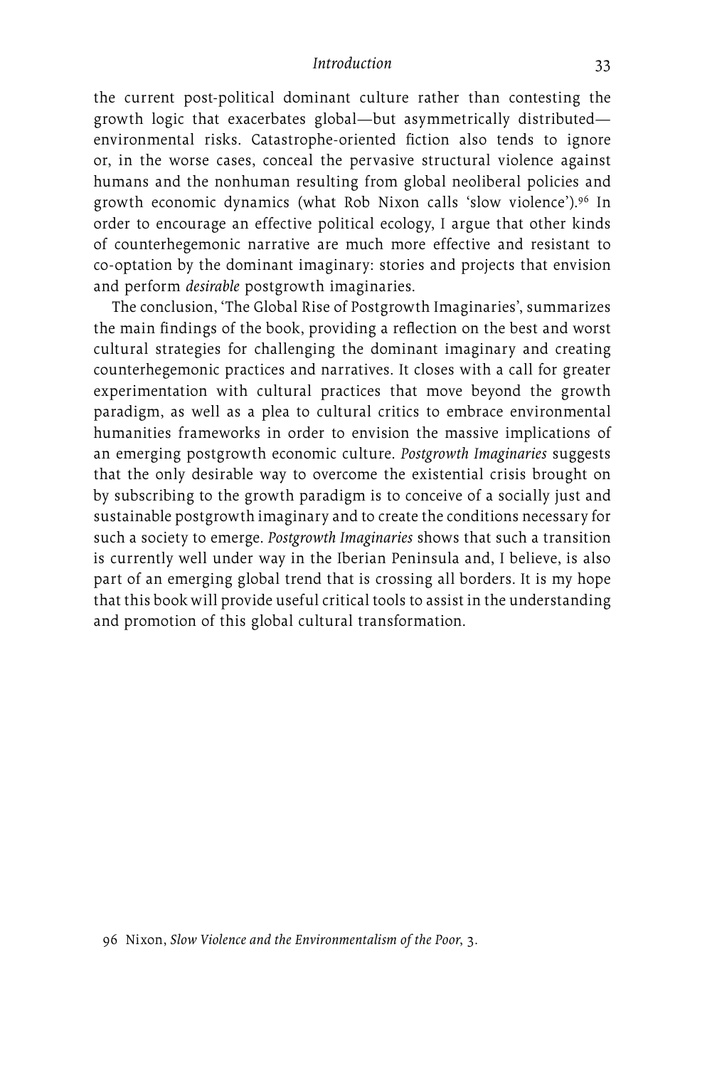the current post-political dominant culture rather than contesting the growth logic that exacerbates global—but asymmetrically distributed—environmental risks. Catastrophe-oriented fiction also tends to ignore or, in the worse cases, conceal the pervasive structural violence against humans and the nonhuman resulting from global neoliberal policies and growth economic dynamics (what Rob Nixon calls 'slow violence').[96] In order to encourage an effective political ecology, I argue that other kinds of counterhegemonic narrative are much more effective and resistant to co-optation by the dominant imaginary: stories and projects that envision and perform *desirable* postgrowth imaginaries.

The conclusion, 'The Global Rise of Postgrowth Imaginaries', summarizes the main findings of the book, providing a reflection on the best and worst cultural strategies for challenging the dominant imaginary and creating counterhegemonic practices and narratives. It closes with a call for greater experimentation with cultural practices that move beyond the growth paradigm, as well as a plea to cultural critics to embrace environmental humanities frameworks in order to envision the massive implications of an emerging postgrowth economic culture. *Postgrowth Imaginaries* suggests that the only desirable way to overcome the existential crisis brought on by subscribing to the growth paradigm is to conceive of a socially just and sustainable postgrowth imaginary and to create the conditions necessary for such a society to emerge. *Postgrowth Imaginaries* shows that such a transition is currently well under way in the Iberian Peninsula and, I believe, is also part of an emerging global trend that is crossing all borders. It is my hope that this book will provide useful critical tools to assist in the understanding and promotion of this global cultural transformation.

96 Nixon, *Slow Violence and the Environmentalism of the Poor*, 3.